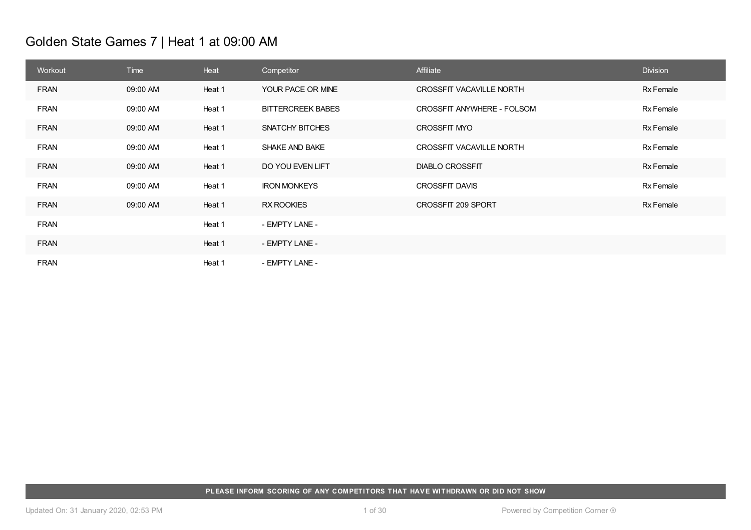# Golden State Games 7 | Heat 1 at 09:00 AM

| Workout | Time | Heat | Competitor | Affiliate | Division |
|---|---|---|---|---|---|
| FRAN | 09:00 AM | Heat 1 | YOUR PACE OR MINE | CROSSFIT VACAVILLE NORTH | Rx Female |
| FRAN | 09:00 AM | Heat 1 | BITTERCREEK BABES | CROSSFIT ANYWHERE - FOLSOM | Rx Female |
| FRAN | 09:00 AM | Heat 1 | SNATCHY BITCHES | CROSSFIT MYO | Rx Female |
| FRAN | 09:00 AM | Heat 1 | SHAKE AND BAKE | CROSSFIT VACAVILLE NORTH | Rx Female |
| FRAN | 09:00 AM | Heat 1 | DO YOU EVEN LIFT | DIABLO CROSSFIT | Rx Female |
| FRAN | 09:00 AM | Heat 1 | IRON MONKEYS | CROSSFIT DAVIS | Rx Female |
| FRAN | 09:00 AM | Heat 1 | RX ROOKIES | CROSSFIT 209 SPORT | Rx Female |
| FRAN | | Heat 1 | - EMPTY LANE - | | |
| FRAN | | Heat 1 | - EMPTY LANE - | | |
| FRAN | | Heat 1 | - EMPTY LANE - | | |

**PLEASE INFORM SCORING OF ANY COMPETITORS THAT HAVE WITHDRAWN OR DID NOT SHOW**

Updated On: 31 January 2020, 02:53 PM

Powered by Competition Corner ®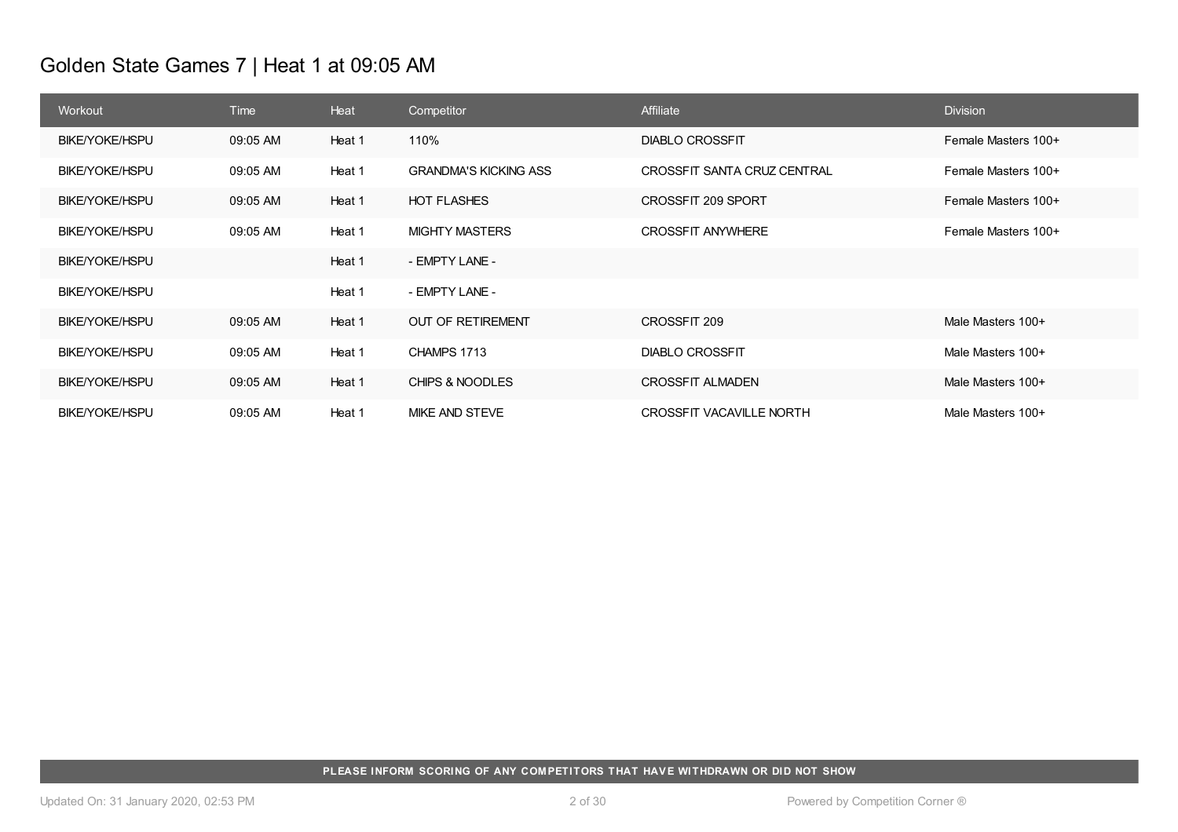# Golden State Games 7 | Heat 1 at 09:05 AM

| Workout | Time | Heat | Competitor | Affiliate | Division |
|---|---|---|---|---|---|
| BIKE/YOKE/HSPU | 09:05 AM | Heat 1 | 110% | DIABLO CROSSFIT | Female Masters 100+ |
| BIKE/YOKE/HSPU | 09:05 AM | Heat 1 | GRANDMA'S KICKING ASS | CROSSFIT SANTA CRUZ CENTRAL | Female Masters 100+ |
| BIKE/YOKE/HSPU | 09:05 AM | Heat 1 | HOT FLASHES | CROSSFIT 209 SPORT | Female Masters 100+ |
| BIKE/YOKE/HSPU | 09:05 AM | Heat 1 | MIGHTY MASTERS | CROSSFIT ANYWHERE | Female Masters 100+ |
| BIKE/YOKE/HSPU | | Heat 1 | - EMPTY LANE - | | |
| BIKE/YOKE/HSPU | | Heat 1 | - EMPTY LANE - | | |
| BIKE/YOKE/HSPU | 09:05 AM | Heat 1 | OUT OF RETIREMENT | CROSSFIT 209 | Male Masters 100+ |
| BIKE/YOKE/HSPU | 09:05 AM | Heat 1 | CHAMPS 1713 | DIABLO CROSSFIT | Male Masters 100+ |
| BIKE/YOKE/HSPU | 09:05 AM | Heat 1 | CHIPS & NOODLES | CROSSFIT ALMADEN | Male Masters 100+ |
| BIKE/YOKE/HSPU | 09:05 AM | Heat 1 | MIKE AND STEVE | CROSSFIT VACAVILLE NORTH | Male Masters 100+ |

**PLEASE INFORM SCORING OF ANY COMPETITORS THAT HAVE WITHDRAWN OR DID NOT SHOW**

Updated On: 31 January 2020, 02:53 PM

Powered by Competition Corner ®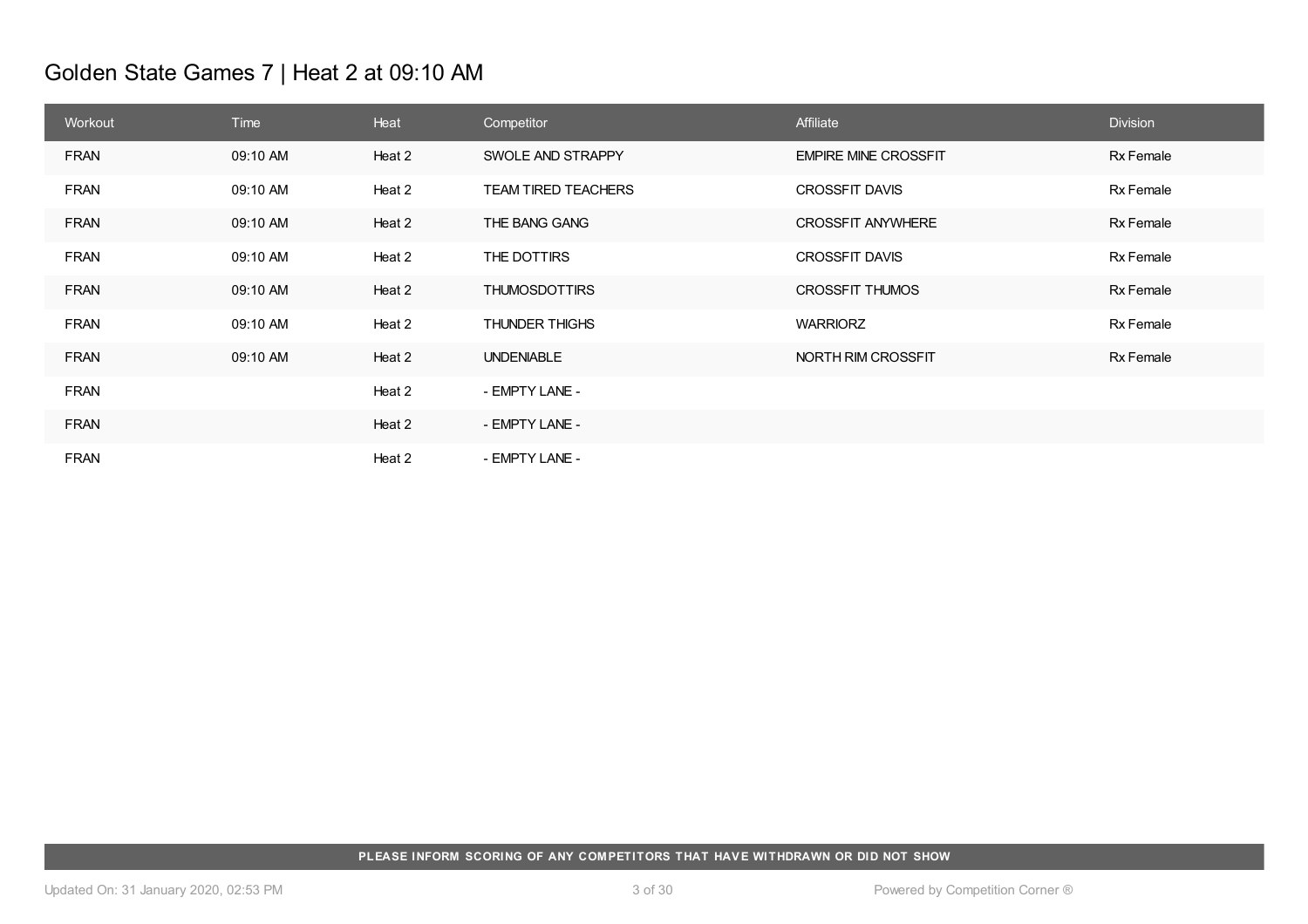# Golden State Games 7 | Heat 2 at 09:10 AM

| Workout | Time | Heat | Competitor | Affiliate | Division |
|---|---|---|---|---|---|
| FRAN | 09:10 AM | Heat 2 | SWOLE AND STRAPPY | EMPIRE MINE CROSSFIT | Rx Female |
| FRAN | 09:10 AM | Heat 2 | TEAM TIRED TEACHERS | CROSSFIT DAVIS | Rx Female |
| FRAN | 09:10 AM | Heat 2 | THE BANG GANG | CROSSFIT ANYWHERE | Rx Female |
| FRAN | 09:10 AM | Heat 2 | THE DOTTIRS | CROSSFIT DAVIS | Rx Female |
| FRAN | 09:10 AM | Heat 2 | THUMOSDOTTIRS | CROSSFIT THUMOS | Rx Female |
| FRAN | 09:10 AM | Heat 2 | THUNDER THIGHS | WARRIORZ | Rx Female |
| FRAN | 09:10 AM | Heat 2 | UNDENIABLE | NORTH RIM CROSSFIT | Rx Female |
| FRAN | | Heat 2 | - EMPTY LANE - | | |
| FRAN | | Heat 2 | - EMPTY LANE - | | |
| FRAN | | Heat 2 | - EMPTY LANE - | | |

**PLEASE INFORM SCORING OF ANY COMPETITORS THAT HAVE WITHDRAWN OR DID NOT SHOW**

Updated On: 31 January 2020, 02:53 PM

Powered by Competition Corner ®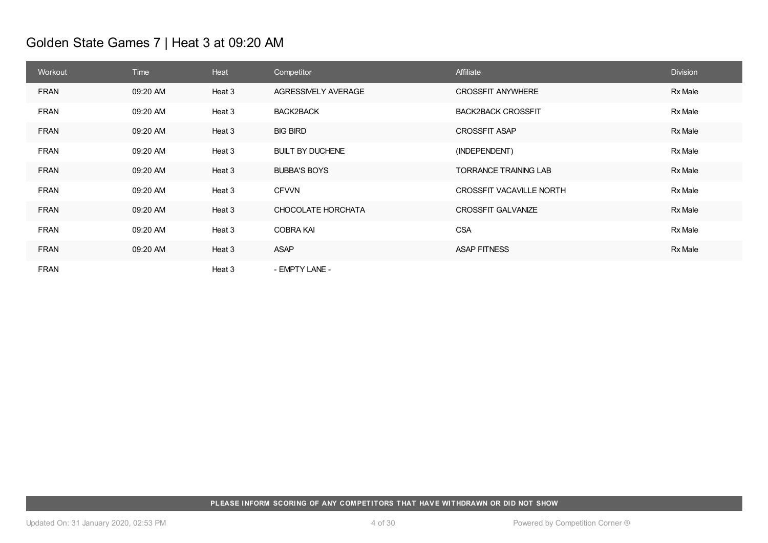# Golden State Games 7 | Heat 3 at 09:20 AM

| Workout | Time | Heat | Competitor | Affiliate | Division |
|---|---|---|---|---|---|
| FRAN | 09:20 AM | Heat 3 | AGRESSIVELY AVERAGE | CROSSFIT ANYWHERE | Rx Male |
| FRAN | 09:20 AM | Heat 3 | BACK2BACK | BACK2BACK CROSSFIT | Rx Male |
| FRAN | 09:20 AM | Heat 3 | BIG BIRD | CROSSFIT ASAP | Rx Male |
| FRAN | 09:20 AM | Heat 3 | BUILT BY DUCHENE | (INDEPENDENT) | Rx Male |
| FRAN | 09:20 AM | Heat 3 | BUBBA'S BOYS | TORRANCE TRAINING LAB | Rx Male |
| FRAN | 09:20 AM | Heat 3 | CFVVN | CROSSFIT VACAVILLE NORTH | Rx Male |
| FRAN | 09:20 AM | Heat 3 | CHOCOLATE HORCHATA | CROSSFIT GALVANIZE | Rx Male |
| FRAN | 09:20 AM | Heat 3 | COBRA KAI | CSA | Rx Male |
| FRAN | 09:20 AM | Heat 3 | ASAP | ASAP FITNESS | Rx Male |
| FRAN | | Heat 3 | - EMPTY LANE - | | |

**PLEASE INFORM SCORING OF ANY COMPETITORS THAT HAVE WITHDRAWN OR DID NOT SHOW**

Updated On: 31 January 2020, 02:53 PM

Powered by Competition Corner ®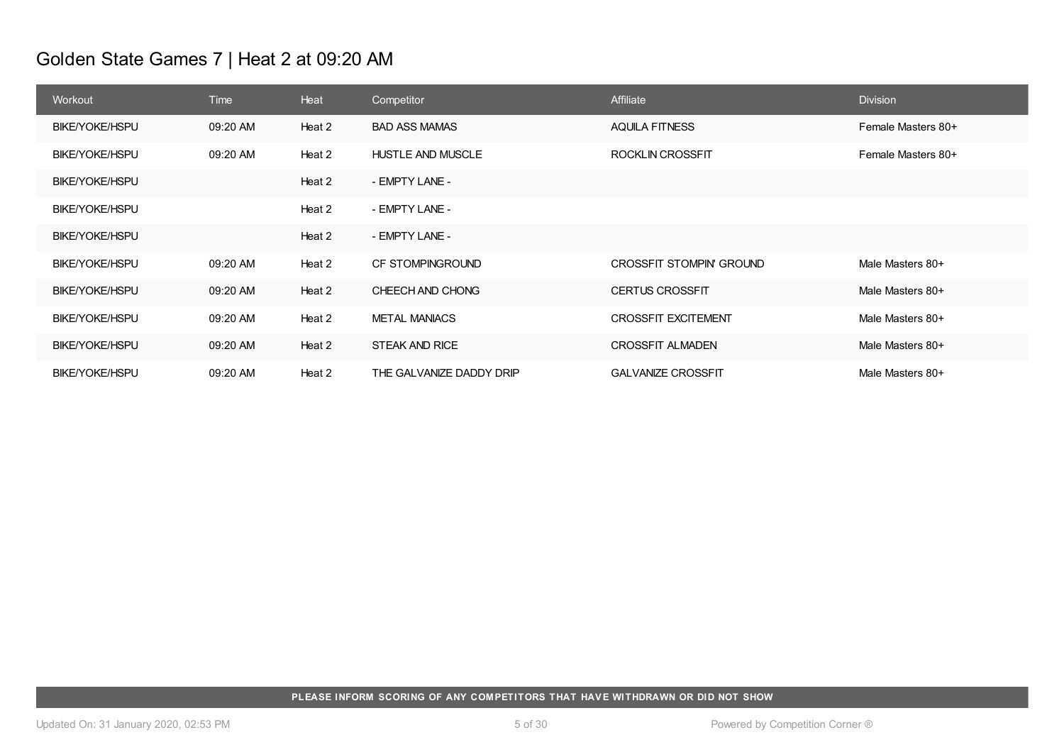# Golden State Games 7 | Heat 2 at 09:20 AM

| Workout | Time | Heat | Competitor | Affiliate | Division |
|---|---|---|---|---|---|
| BIKE/YOKE/HSPU | 09:20 AM | Heat 2 | BAD ASS MAMAS | AQUILA FITNESS | Female Masters 80+ |
| BIKE/YOKE/HSPU | 09:20 AM | Heat 2 | HUSTLE AND MUSCLE | ROCKLIN CROSSFIT | Female Masters 80+ |
| BIKE/YOKE/HSPU | | Heat 2 | - EMPTY LANE - | | |
| BIKE/YOKE/HSPU | | Heat 2 | - EMPTY LANE - | | |
| BIKE/YOKE/HSPU | | Heat 2 | - EMPTY LANE - | | |
| BIKE/YOKE/HSPU | 09:20 AM | Heat 2 | CF STOMPINGROUND | CROSSFIT STOMPIN' GROUND | Male Masters 80+ |
| BIKE/YOKE/HSPU | 09:20 AM | Heat 2 | CHEECH AND CHONG | CERTUS CROSSFIT | Male Masters 80+ |
| BIKE/YOKE/HSPU | 09:20 AM | Heat 2 | METAL MANIACS | CROSSFIT EXCITEMENT | Male Masters 80+ |
| BIKE/YOKE/HSPU | 09:20 AM | Heat 2 | STEAK AND RICE | CROSSFIT ALMADEN | Male Masters 80+ |
| BIKE/YOKE/HSPU | 09:20 AM | Heat 2 | THE GALVANIZE DADDY DRIP | GALVANIZE CROSSFIT | Male Masters 80+ |

**PLEASE INFORM SCORING OF ANY COMPETITORS THAT HAVE WITHDRAWN OR DID NOT SHOW**

Updated On: 31 January 2020, 02:53 PM

Powered by Competition Corner ®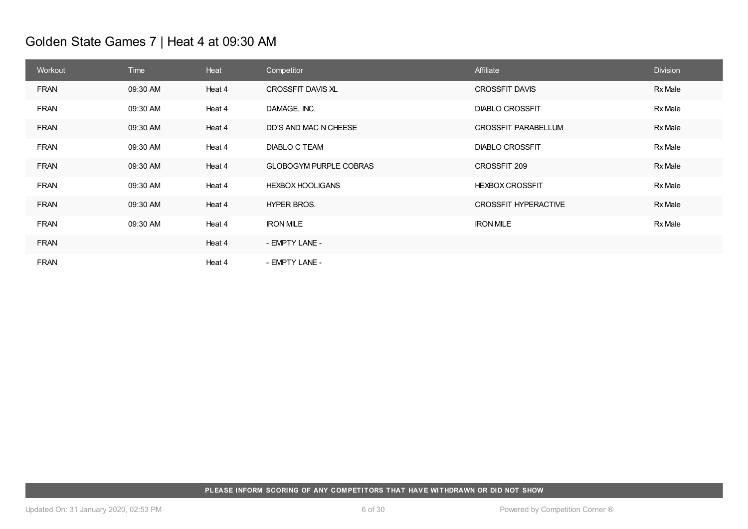# Golden State Games 7 | Heat 4 at 09:30 AM

| Workout | Time | Heat | Competitor | Affiliate | Division |
|---|---|---|---|---|---|
| FRAN | 09:30 AM | Heat 4 | CROSSFIT DAVIS XL | CROSSFIT DAVIS | Rx Male |
| FRAN | 09:30 AM | Heat 4 | DAMAGE, INC. | DIABLO CROSSFIT | Rx Male |
| FRAN | 09:30 AM | Heat 4 | DD'S AND MAC N CHEESE | CROSSFIT PARABELLUM | Rx Male |
| FRAN | 09:30 AM | Heat 4 | DIABLO C TEAM | DIABLO CROSSFIT | Rx Male |
| FRAN | 09:30 AM | Heat 4 | GLOBOGYM PURPLE COBRAS | CROSSFIT 209 | Rx Male |
| FRAN | 09:30 AM | Heat 4 | HEXBOX HOOLIGANS | HEXBOX CROSSFIT | Rx Male |
| FRAN | 09:30 AM | Heat 4 | HYPER BROS. | CROSSFIT HYPERACTIVE | Rx Male |
| FRAN | 09:30 AM | Heat 4 | IRON MILE | IRON MILE | Rx Male |
| FRAN | | Heat 4 | - EMPTY LANE - | | |
| FRAN | | Heat 4 | - EMPTY LANE - | | |

**PLEASE INFORM SCORING OF ANY COMPETITORS THAT HAVE WITHDRAWN OR DID NOT SHOW**

Updated On: 31 January 2020, 02:53 PM

Powered by Competition Corner ®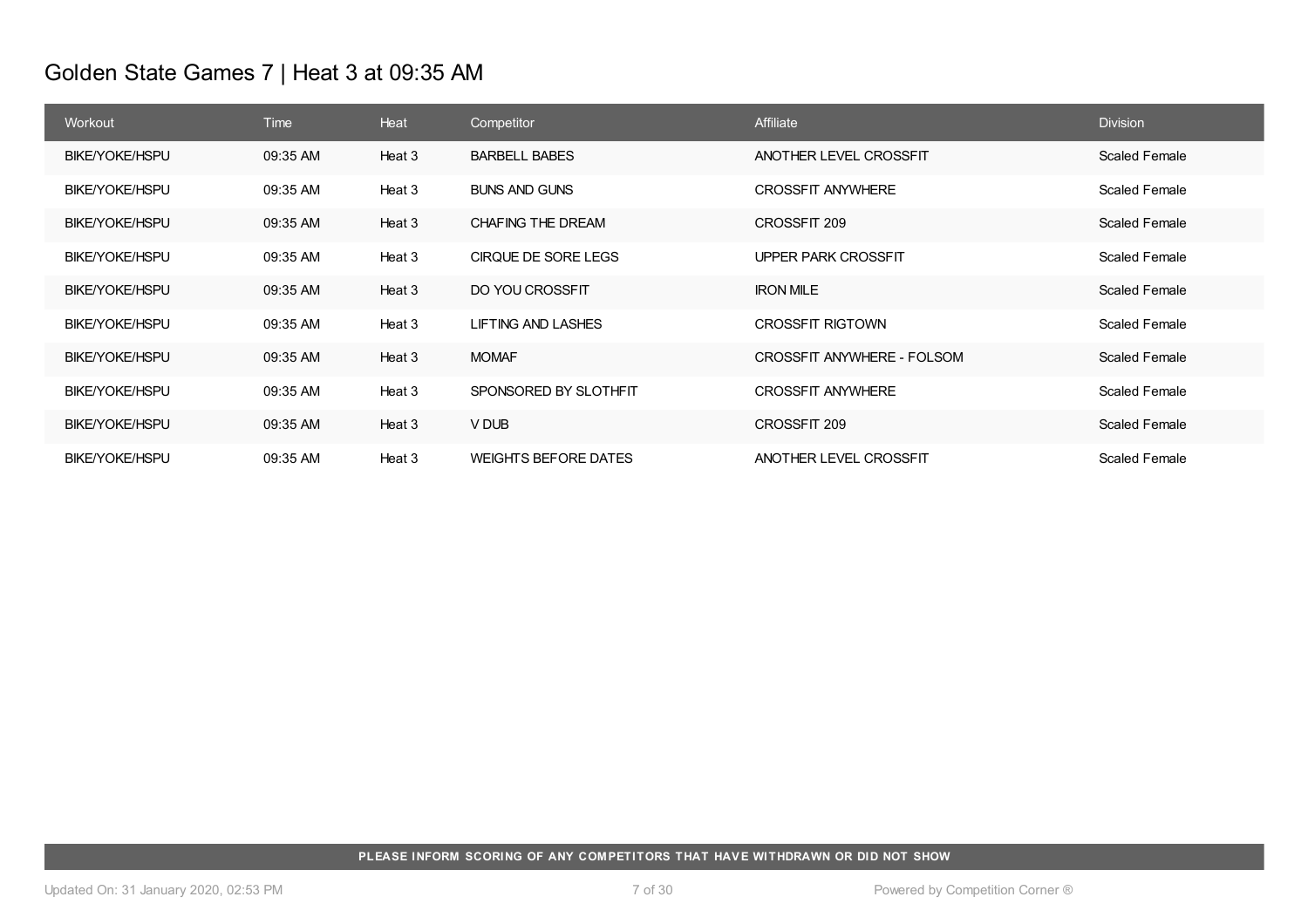# Golden State Games 7 | Heat 3 at 09:35 AM

| Workout | Time | Heat | Competitor | Affiliate | Division |
|---|---|---|---|---|---|
| BIKE/YOKE/HSPU | 09:35 AM | Heat 3 | BARBELL BABES | ANOTHER LEVEL CROSSFIT | Scaled Female |
| BIKE/YOKE/HSPU | 09:35 AM | Heat 3 | BUNS AND GUNS | CROSSFIT ANYWHERE | Scaled Female |
| BIKE/YOKE/HSPU | 09:35 AM | Heat 3 | CHAFING THE DREAM | CROSSFIT 209 | Scaled Female |
| BIKE/YOKE/HSPU | 09:35 AM | Heat 3 | CIRQUE DE SORE LEGS | UPPER PARK CROSSFIT | Scaled Female |
| BIKE/YOKE/HSPU | 09:35 AM | Heat 3 | DO YOU CROSSFIT | IRON MILE | Scaled Female |
| BIKE/YOKE/HSPU | 09:35 AM | Heat 3 | LIFTING AND LASHES | CROSSFIT RIGTOWN | Scaled Female |
| BIKE/YOKE/HSPU | 09:35 AM | Heat 3 | MOMAF | CROSSFIT ANYWHERE - FOLSOM | Scaled Female |
| BIKE/YOKE/HSPU | 09:35 AM | Heat 3 | SPONSORED BY SLOTHFIT | CROSSFIT ANYWHERE | Scaled Female |
| BIKE/YOKE/HSPU | 09:35 AM | Heat 3 | V DUB | CROSSFIT 209 | Scaled Female |
| BIKE/YOKE/HSPU | 09:35 AM | Heat 3 | WEIGHTS BEFORE DATES | ANOTHER LEVEL CROSSFIT | Scaled Female |

**PLEASE INFORM SCORING OF ANY COMPETITORS THAT HAVE WITHDRAWN OR DID NOT SHOW**

Updated On: 31 January 2020, 02:53 PM

Powered by Competition Corner ®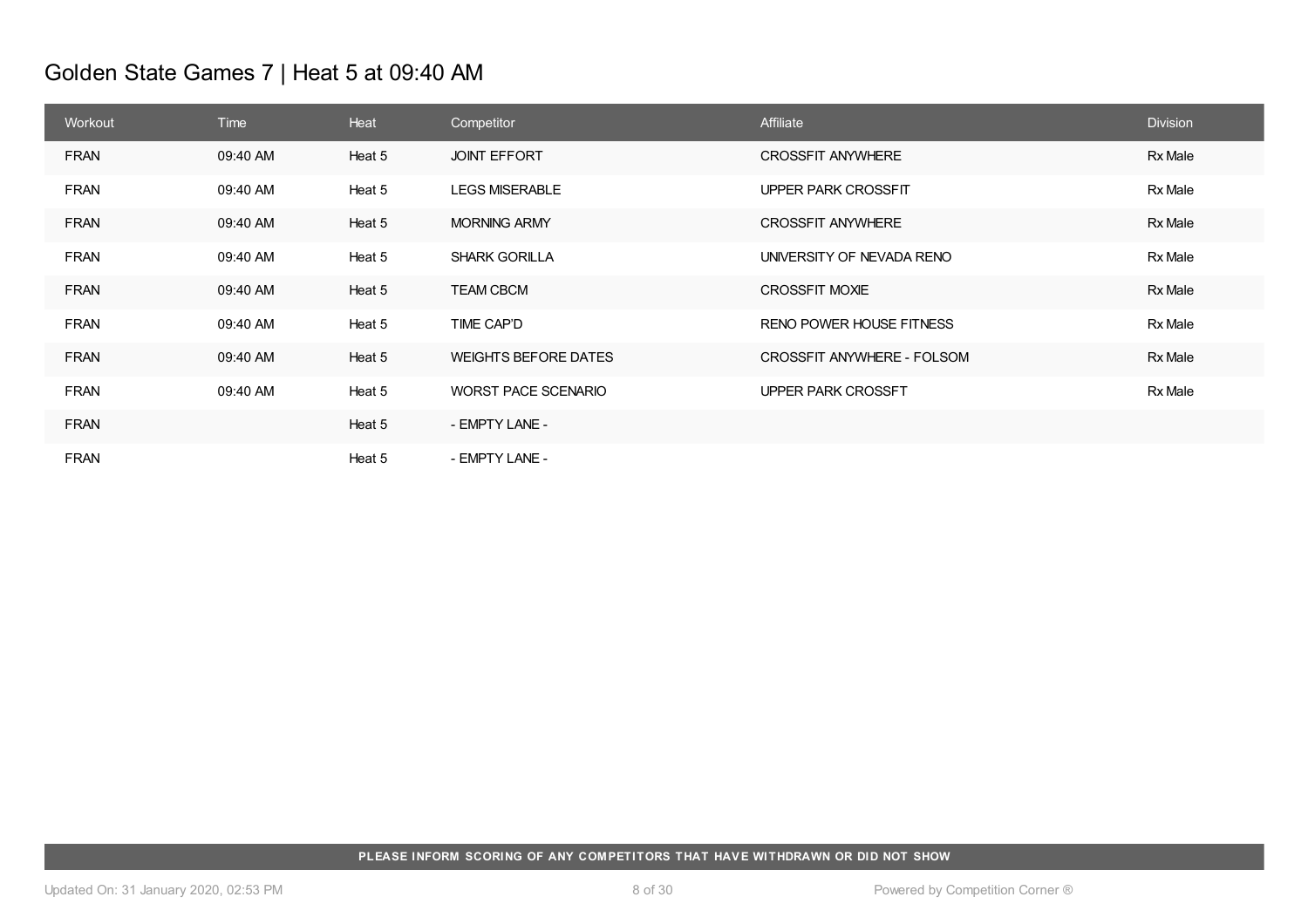# Golden State Games 7 | Heat 5 at 09:40 AM

| Workout | Time | Heat | Competitor | Affiliate | Division |
|---|---|---|---|---|---|
| FRAN | 09:40 AM | Heat 5 | JOINT EFFORT | CROSSFIT ANYWHERE | Rx Male |
| FRAN | 09:40 AM | Heat 5 | LEGS MISERABLE | UPPER PARK CROSSFIT | Rx Male |
| FRAN | 09:40 AM | Heat 5 | MORNING ARMY | CROSSFIT ANYWHERE | Rx Male |
| FRAN | 09:40 AM | Heat 5 | SHARK GORILLA | UNIVERSITY OF NEVADA RENO | Rx Male |
| FRAN | 09:40 AM | Heat 5 | TEAM CBCM | CROSSFIT MOXIE | Rx Male |
| FRAN | 09:40 AM | Heat 5 | TIME CAP'D | RENO POWER HOUSE FITNESS | Rx Male |
| FRAN | 09:40 AM | Heat 5 | WEIGHTS BEFORE DATES | CROSSFIT ANYWHERE - FOLSOM | Rx Male |
| FRAN | 09:40 AM | Heat 5 | WORST PACE SCENARIO | UPPER PARK CROSSFT | Rx Male |
| FRAN | | Heat 5 | - EMPTY LANE - | | |
| FRAN | | Heat 5 | - EMPTY LANE - | | |

**PLEASE INFORM SCORING OF ANY COMPETITORS THAT HAVE WITHDRAWN OR DID NOT SHOW**

Updated On: 31 January 2020, 02:53 PM

Powered by Competition Corner ®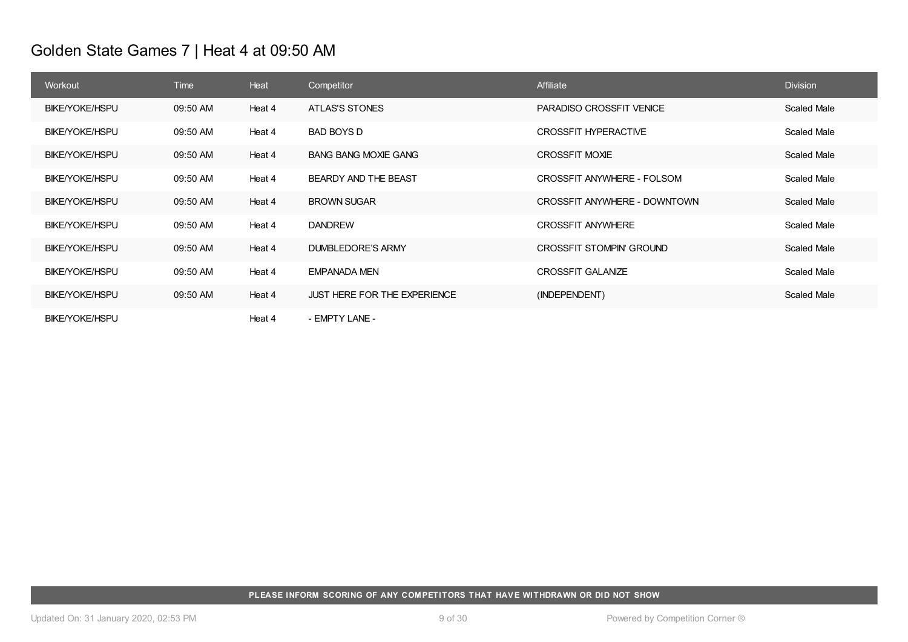# Golden State Games 7 | Heat 4 at 09:50 AM

| Workout | Time | Heat | Competitor | Affiliate | Division |
|---|---|---|---|---|---|
| BIKE/YOKE/HSPU | 09:50 AM | Heat 4 | ATLAS'S STONES | PARADISO CROSSFIT VENICE | Scaled Male |
| BIKE/YOKE/HSPU | 09:50 AM | Heat 4 | BAD BOYS D | CROSSFIT HYPERACTIVE | Scaled Male |
| BIKE/YOKE/HSPU | 09:50 AM | Heat 4 | BANG BANG MOXIE GANG | CROSSFIT MOXIE | Scaled Male |
| BIKE/YOKE/HSPU | 09:50 AM | Heat 4 | BEARDY AND THE BEAST | CROSSFIT ANYWHERE - FOLSOM | Scaled Male |
| BIKE/YOKE/HSPU | 09:50 AM | Heat 4 | BROWN SUGAR | CROSSFIT ANYWHERE - DOWNTOWN | Scaled Male |
| BIKE/YOKE/HSPU | 09:50 AM | Heat 4 | DANDREW | CROSSFIT ANYWHERE | Scaled Male |
| BIKE/YOKE/HSPU | 09:50 AM | Heat 4 | DUMBLEDORE'S ARMY | CROSSFIT STOMPIN' GROUND | Scaled Male |
| BIKE/YOKE/HSPU | 09:50 AM | Heat 4 | EMPANADA MEN | CROSSFIT GALANIZE | Scaled Male |
| BIKE/YOKE/HSPU | 09:50 AM | Heat 4 | JUST HERE FOR THE EXPERIENCE | (INDEPENDENT) | Scaled Male |
| BIKE/YOKE/HSPU | | Heat 4 | - EMPTY LANE - | | |

**PLEASE INFORM SCORING OF ANY COMPETITORS THAT HAVE WITHDRAWN OR DID NOT SHOW**

Updated On: 31 January 2020, 02:53 PM

Powered by Competition Corner ®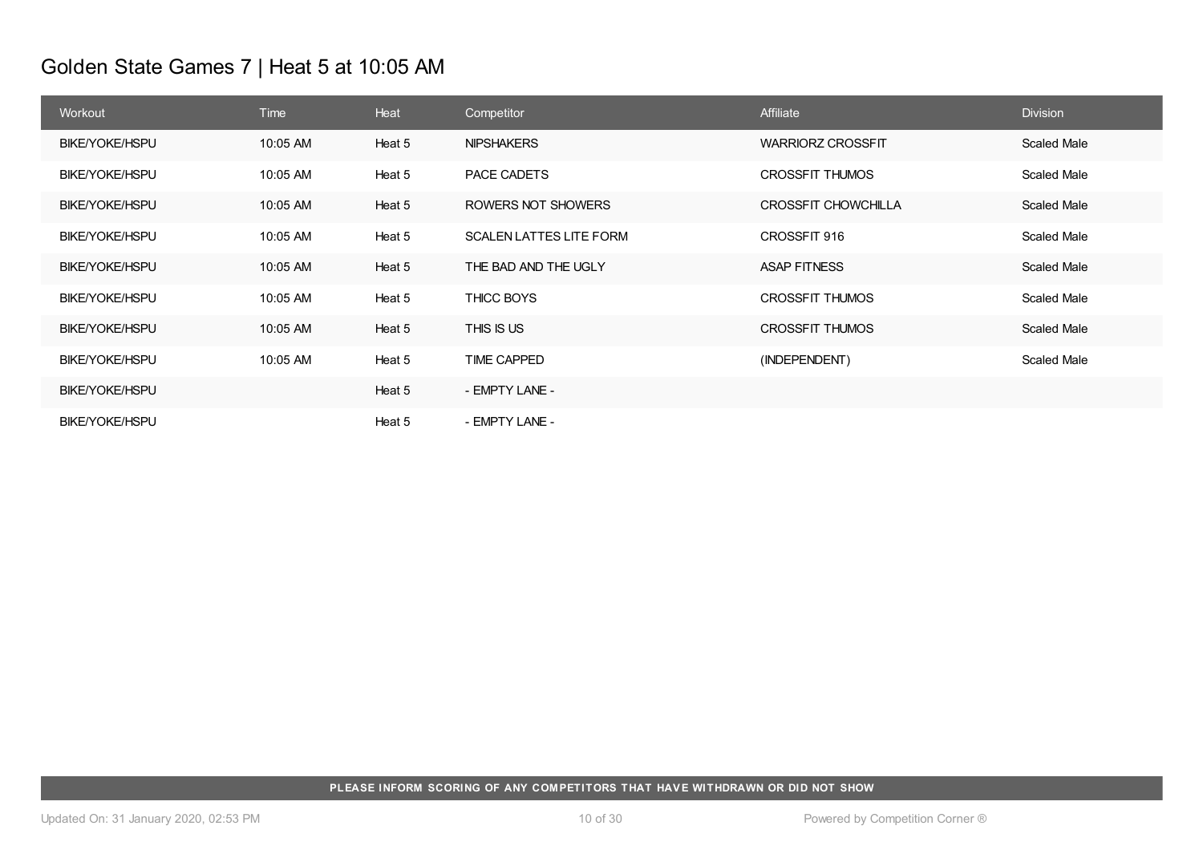# Golden State Games 7 | Heat 5 at 10:05 AM

| Workout | Time | Heat | Competitor | Affiliate | Division |
|---|---|---|---|---|---|
| BIKE/YOKE/HSPU | 10:05 AM | Heat 5 | NIPSHAKERS | WARRIORZ CROSSFIT | Scaled Male |
| BIKE/YOKE/HSPU | 10:05 AM | Heat 5 | PACE CADETS | CROSSFIT THUMOS | Scaled Male |
| BIKE/YOKE/HSPU | 10:05 AM | Heat 5 | ROWERS NOT SHOWERS | CROSSFIT CHOWCHILLA | Scaled Male |
| BIKE/YOKE/HSPU | 10:05 AM | Heat 5 | SCALEN LATTES LITE FORM | CROSSFIT 916 | Scaled Male |
| BIKE/YOKE/HSPU | 10:05 AM | Heat 5 | THE BAD AND THE UGLY | ASAP FITNESS | Scaled Male |
| BIKE/YOKE/HSPU | 10:05 AM | Heat 5 | THICC BOYS | CROSSFIT THUMOS | Scaled Male |
| BIKE/YOKE/HSPU | 10:05 AM | Heat 5 | THIS IS US | CROSSFIT THUMOS | Scaled Male |
| BIKE/YOKE/HSPU | 10:05 AM | Heat 5 | TIME CAPPED | (INDEPENDENT) | Scaled Male |
| BIKE/YOKE/HSPU | | Heat 5 | - EMPTY LANE - | | |
| BIKE/YOKE/HSPU | | Heat 5 | - EMPTY LANE - | | |

**PLEASE INFORM SCORING OF ANY COMPETITORS THAT HAVE WITHDRAWN OR DID NOT SHOW**

Updated On: 31 January 2020, 02:53 PM

Powered by Competition Corner ®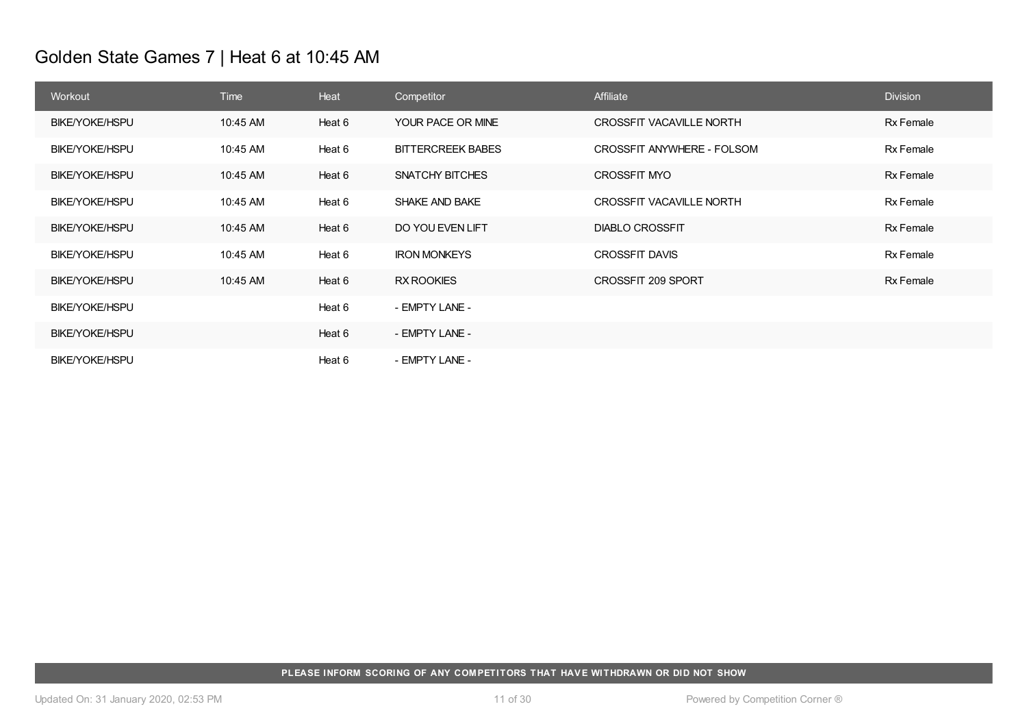# Golden State Games 7 | Heat 6 at 10:45 AM

| Workout | Time | Heat | Competitor | Affiliate | Division |
|---|---|---|---|---|---|
| BIKE/YOKE/HSPU | 10:45 AM | Heat 6 | YOUR PACE OR MINE | CROSSFIT VACAVILLE NORTH | Rx Female |
| BIKE/YOKE/HSPU | 10:45 AM | Heat 6 | BITTERCREEK BABES | CROSSFIT ANYWHERE - FOLSOM | Rx Female |
| BIKE/YOKE/HSPU | 10:45 AM | Heat 6 | SNATCHY BITCHES | CROSSFIT MYO | Rx Female |
| BIKE/YOKE/HSPU | 10:45 AM | Heat 6 | SHAKE AND BAKE | CROSSFIT VACAVILLE NORTH | Rx Female |
| BIKE/YOKE/HSPU | 10:45 AM | Heat 6 | DO YOU EVEN LIFT | DIABLO CROSSFIT | Rx Female |
| BIKE/YOKE/HSPU | 10:45 AM | Heat 6 | IRON MONKEYS | CROSSFIT DAVIS | Rx Female |
| BIKE/YOKE/HSPU | 10:45 AM | Heat 6 | RX ROOKIES | CROSSFIT 209 SPORT | Rx Female |
| BIKE/YOKE/HSPU | | Heat 6 | - EMPTY LANE - | | |
| BIKE/YOKE/HSPU | | Heat 6 | - EMPTY LANE - | | |
| BIKE/YOKE/HSPU | | Heat 6 | - EMPTY LANE - | | |

**PLEASE INFORM SCORING OF ANY COMPETITORS THAT HAVE WITHDRAWN OR DID NOT SHOW**

Updated On: 31 January 2020, 02:53 PM

Powered by Competition Corner ®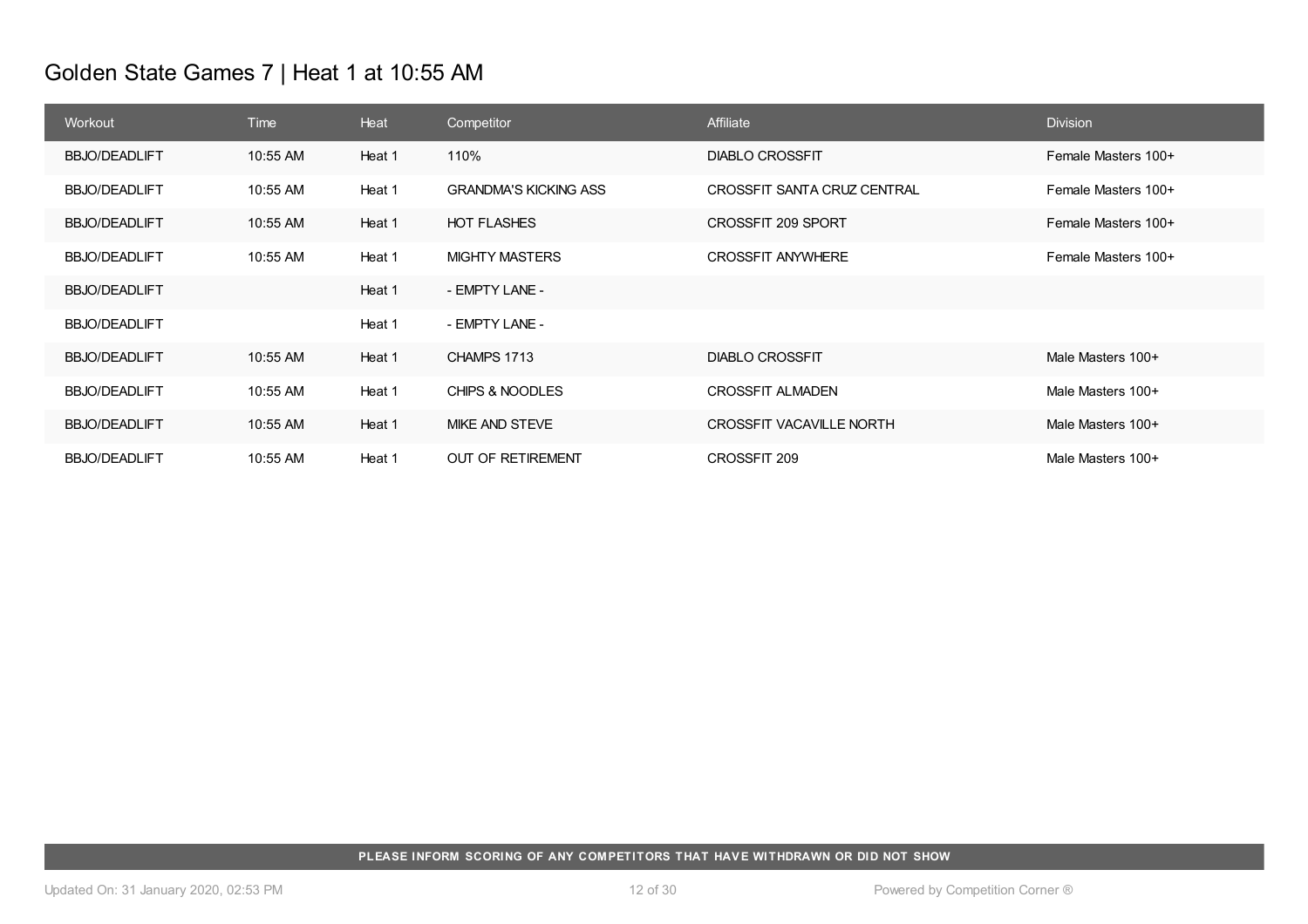# Golden State Games 7 | Heat 1 at 10:55 AM

| Workout | Time | Heat | Competitor | Affiliate | Division |
|---|---|---|---|---|---|
| BBJO/DEADLIFT | 10:55 AM | Heat 1 | 110% | DIABLO CROSSFIT | Female Masters 100+ |
| BBJO/DEADLIFT | 10:55 AM | Heat 1 | GRANDMA'S KICKING ASS | CROSSFIT SANTA CRUZ CENTRAL | Female Masters 100+ |
| BBJO/DEADLIFT | 10:55 AM | Heat 1 | HOT FLASHES | CROSSFIT 209 SPORT | Female Masters 100+ |
| BBJO/DEADLIFT | 10:55 AM | Heat 1 | MIGHTY MASTERS | CROSSFIT ANYWHERE | Female Masters 100+ |
| BBJO/DEADLIFT | | Heat 1 | - EMPTY LANE - | | |
| BBJO/DEADLIFT | | Heat 1 | - EMPTY LANE - | | |
| BBJO/DEADLIFT | 10:55 AM | Heat 1 | CHAMPS 1713 | DIABLO CROSSFIT | Male Masters 100+ |
| BBJO/DEADLIFT | 10:55 AM | Heat 1 | CHIPS & NOODLES | CROSSFIT ALMADEN | Male Masters 100+ |
| BBJO/DEADLIFT | 10:55 AM | Heat 1 | MIKE AND STEVE | CROSSFIT VACAVILLE NORTH | Male Masters 100+ |
| BBJO/DEADLIFT | 10:55 AM | Heat 1 | OUT OF RETIREMENT | CROSSFIT 209 | Male Masters 100+ |

**PLEASE INFORM SCORING OF ANY COMPETITORS THAT HAVE WITHDRAWN OR DID NOT SHOW**

Updated On: 31 January 2020, 02:53 PM

Powered by Competition Corner ®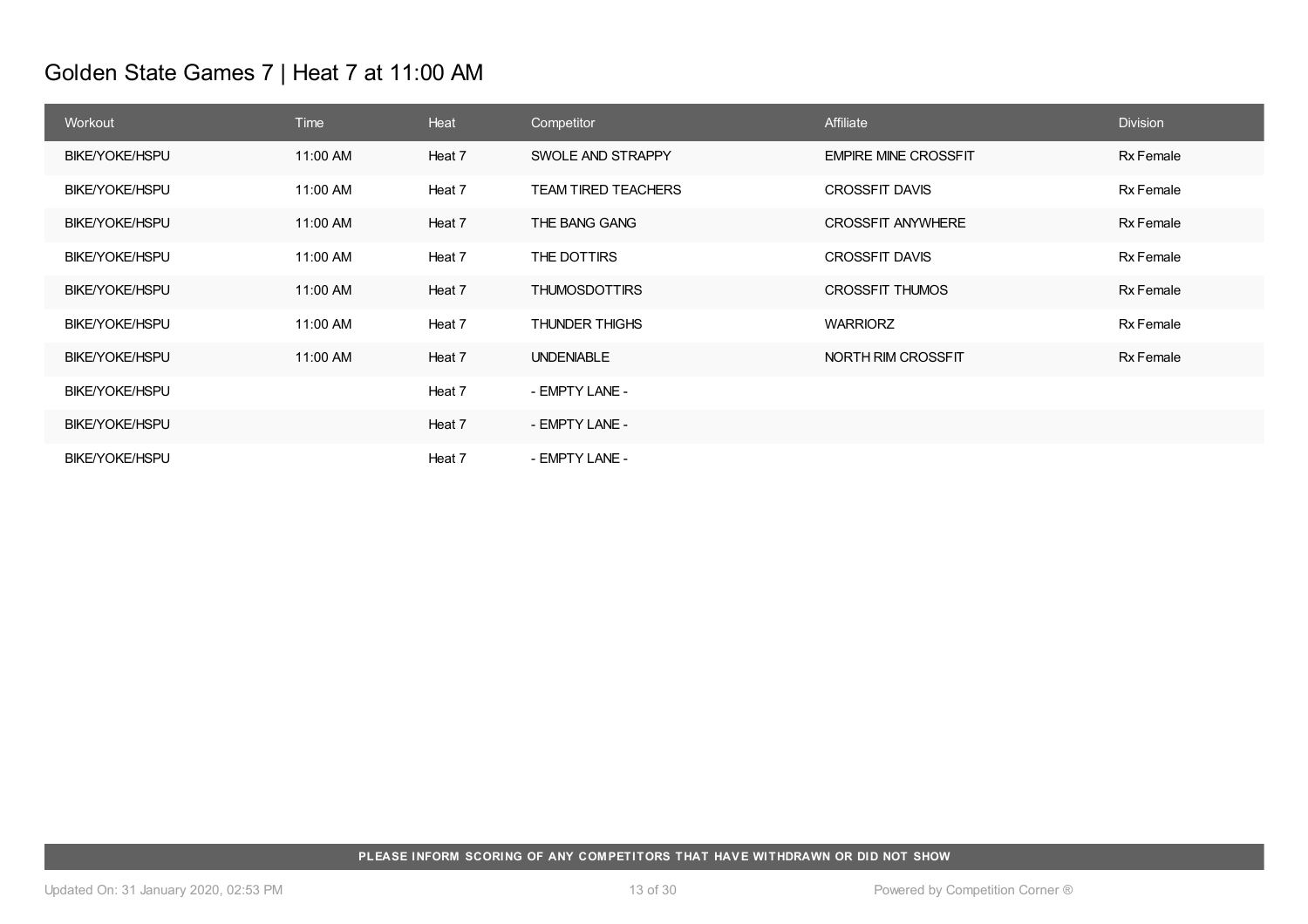# Golden State Games 7 | Heat 7 at 11:00 AM

| Workout | Time | Heat | Competitor | Affiliate | Division |
|---|---|---|---|---|---|
| BIKE/YOKE/HSPU | 11:00 AM | Heat 7 | SWOLE AND STRAPPY | EMPIRE MINE CROSSFIT | Rx Female |
| BIKE/YOKE/HSPU | 11:00 AM | Heat 7 | TEAM TIRED TEACHERS | CROSSFIT DAVIS | Rx Female |
| BIKE/YOKE/HSPU | 11:00 AM | Heat 7 | THE BANG GANG | CROSSFIT ANYWHERE | Rx Female |
| BIKE/YOKE/HSPU | 11:00 AM | Heat 7 | THE DOTTIRS | CROSSFIT DAVIS | Rx Female |
| BIKE/YOKE/HSPU | 11:00 AM | Heat 7 | THUMOSDOTTIRS | CROSSFIT THUMOS | Rx Female |
| BIKE/YOKE/HSPU | 11:00 AM | Heat 7 | THUNDER THIGHS | WARRIORZ | Rx Female |
| BIKE/YOKE/HSPU | 11:00 AM | Heat 7 | UNDENIABLE | NORTH RIM CROSSFIT | Rx Female |
| BIKE/YOKE/HSPU | | Heat 7 | - EMPTY LANE - | | |
| BIKE/YOKE/HSPU | | Heat 7 | - EMPTY LANE - | | |
| BIKE/YOKE/HSPU | | Heat 7 | - EMPTY LANE - | | |

**PLEASE INFORM SCORING OF ANY COMPETITORS THAT HAVE WITHDRAWN OR DID NOT SHOW**

Updated On: 31 January 2020, 02:53 PM

Powered by Competition Corner ®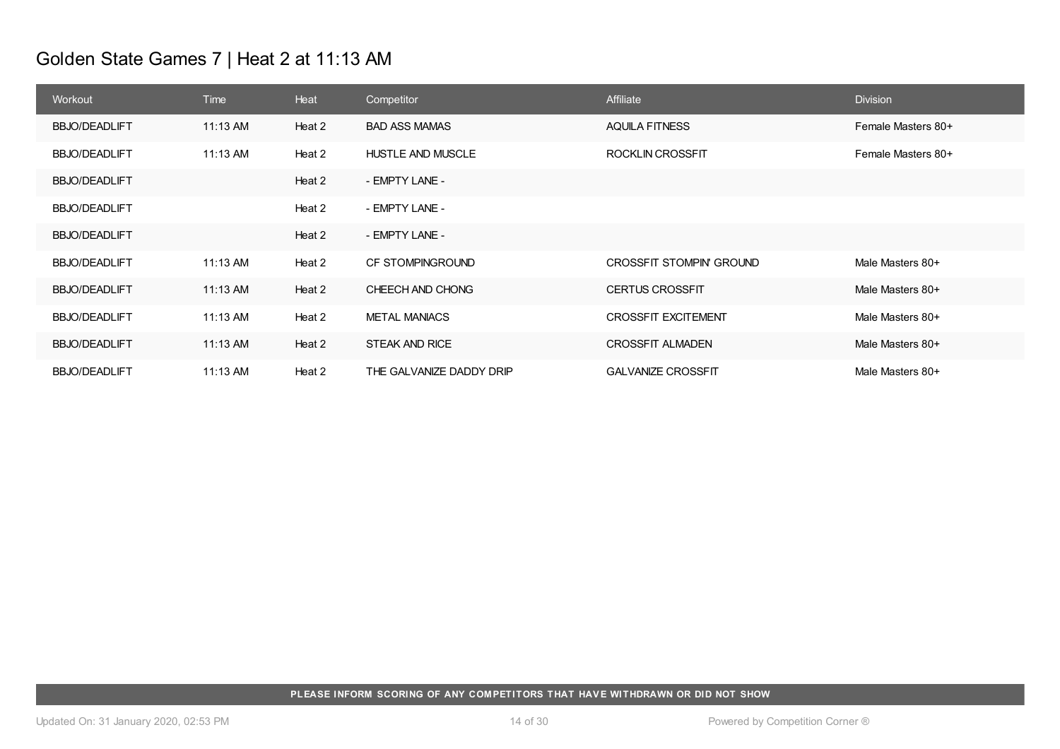# Golden State Games 7 | Heat 2 at 11:13 AM

| Workout | Time | Heat | Competitor | Affiliate | Division |
| --- | --- | --- | --- | --- | --- |
| BBJO/DEADLIFT | 11:13 AM | Heat 2 | BAD ASS MAMAS | AQUILA FITNESS | Female Masters 80+ |
| BBJO/DEADLIFT | 11:13 AM | Heat 2 | HUSTLE AND MUSCLE | ROCKLIN CROSSFIT | Female Masters 80+ |
| BBJO/DEADLIFT | | Heat 2 | - EMPTY LANE - | | |
| BBJO/DEADLIFT | | Heat 2 | - EMPTY LANE - | | |
| BBJO/DEADLIFT | | Heat 2 | - EMPTY LANE - | | |
| BBJO/DEADLIFT | 11:13 AM | Heat 2 | CF STOMPINGROUND | CROSSFIT STOMPIN' GROUND | Male Masters 80+ |
| BBJO/DEADLIFT | 11:13 AM | Heat 2 | CHEECH AND CHONG | CERTUS CROSSFIT | Male Masters 80+ |
| BBJO/DEADLIFT | 11:13 AM | Heat 2 | METAL MANIACS | CROSSFIT EXCITEMENT | Male Masters 80+ |
| BBJO/DEADLIFT | 11:13 AM | Heat 2 | STEAK AND RICE | CROSSFIT ALMADEN | Male Masters 80+ |
| BBJO/DEADLIFT | 11:13 AM | Heat 2 | THE GALVANIZE DADDY DRIP | GALVANIZE CROSSFIT | Male Masters 80+ |

**PLEASE INFORM SCORING OF ANY COMPETITORS THAT HAVE WITHDRAWN OR DID NOT SHOW**

Updated On: 31 January 2020, 02:53 PM

Powered by Competition Corner ®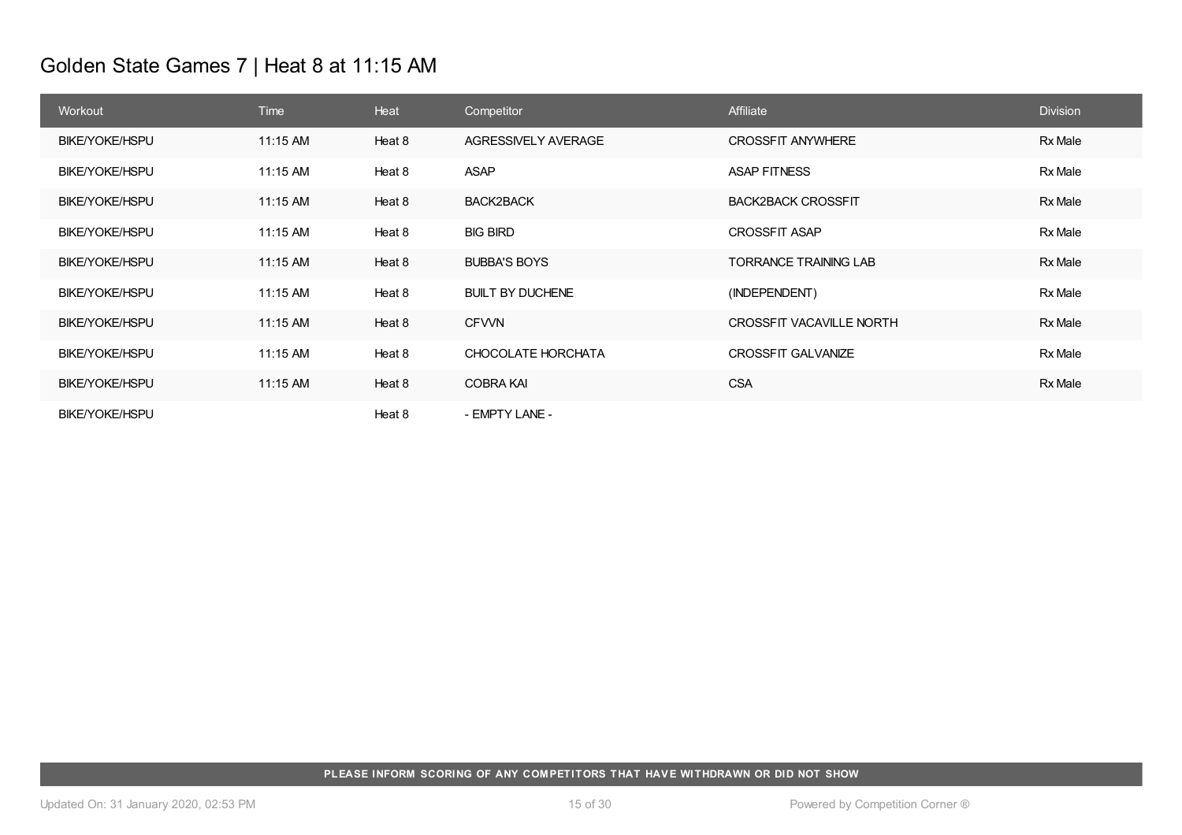# Golden State Games 7 | Heat 8 at 11:15 AM

| Workout | Time | Heat | Competitor | Affiliate | Division |
|---|---|---|---|---|---|
| BIKE/YOKE/HSPU | 11:15 AM | Heat 8 | AGRESSIVELY AVERAGE | CROSSFIT ANYWHERE | Rx Male |
| BIKE/YOKE/HSPU | 11:15 AM | Heat 8 | ASAP | ASAP FITNESS | Rx Male |
| BIKE/YOKE/HSPU | 11:15 AM | Heat 8 | BACK2BACK | BACK2BACK CROSSFIT | Rx Male |
| BIKE/YOKE/HSPU | 11:15 AM | Heat 8 | BIG BIRD | CROSSFIT ASAP | Rx Male |
| BIKE/YOKE/HSPU | 11:15 AM | Heat 8 | BUBBA'S BOYS | TORRANCE TRAINING LAB | Rx Male |
| BIKE/YOKE/HSPU | 11:15 AM | Heat 8 | BUILT BY DUCHENE | (INDEPENDENT) | Rx Male |
| BIKE/YOKE/HSPU | 11:15 AM | Heat 8 | CFVVN | CROSSFIT VACAVILLE NORTH | Rx Male |
| BIKE/YOKE/HSPU | 11:15 AM | Heat 8 | CHOCOLATE HORCHATA | CROSSFIT GALVANIZE | Rx Male |
| BIKE/YOKE/HSPU | 11:15 AM | Heat 8 | COBRA KAI | CSA | Rx Male |
| BIKE/YOKE/HSPU | | Heat 8 | - EMPTY LANE - | | |

**PLEASE INFORM SCORING OF ANY COMPETITORS THAT HAVE WITHDRAWN OR DID NOT SHOW**

Updated On: 31 January 2020, 02:53 PM

Powered by Competition Corner ®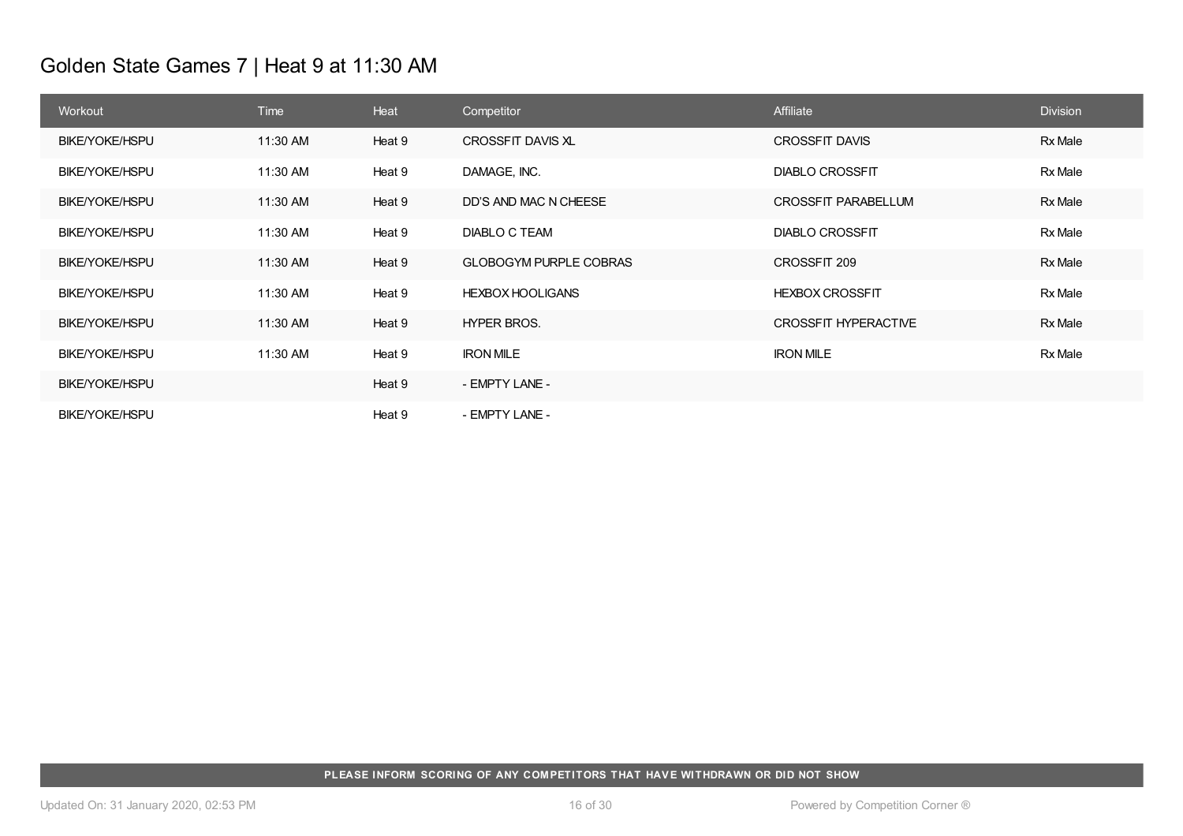# Golden State Games 7 | Heat 9 at 11:30 AM

| Workout | Time | Heat | Competitor | Affiliate | Division |
| --- | --- | --- | --- | --- | --- |
| BIKE/YOKE/HSPU | 11:30 AM | Heat 9 | CROSSFIT DAVIS XL | CROSSFIT DAVIS | Rx Male |
| BIKE/YOKE/HSPU | 11:30 AM | Heat 9 | DAMAGE, INC. | DIABLO CROSSFIT | Rx Male |
| BIKE/YOKE/HSPU | 11:30 AM | Heat 9 | DD'S AND MAC N CHEESE | CROSSFIT PARABELLUM | Rx Male |
| BIKE/YOKE/HSPU | 11:30 AM | Heat 9 | DIABLO C TEAM | DIABLO CROSSFIT | Rx Male |
| BIKE/YOKE/HSPU | 11:30 AM | Heat 9 | GLOBOGYM PURPLE COBRAS | CROSSFIT 209 | Rx Male |
| BIKE/YOKE/HSPU | 11:30 AM | Heat 9 | HEXBOX HOOLIGANS | HEXBOX CROSSFIT | Rx Male |
| BIKE/YOKE/HSPU | 11:30 AM | Heat 9 | HYPER BROS. | CROSSFIT HYPERACTIVE | Rx Male |
| BIKE/YOKE/HSPU | 11:30 AM | Heat 9 | IRON MILE | IRON MILE | Rx Male |
| BIKE/YOKE/HSPU | | Heat 9 | - EMPTY LANE - | | |
| BIKE/YOKE/HSPU | | Heat 9 | - EMPTY LANE - | | |

**PLEASE INFORM SCORING OF ANY COMPETITORS THAT HAVE WITHDRAWN OR DID NOT SHOW**

Updated On: 31 January 2020, 02:53 PM

Powered by Competition Corner ®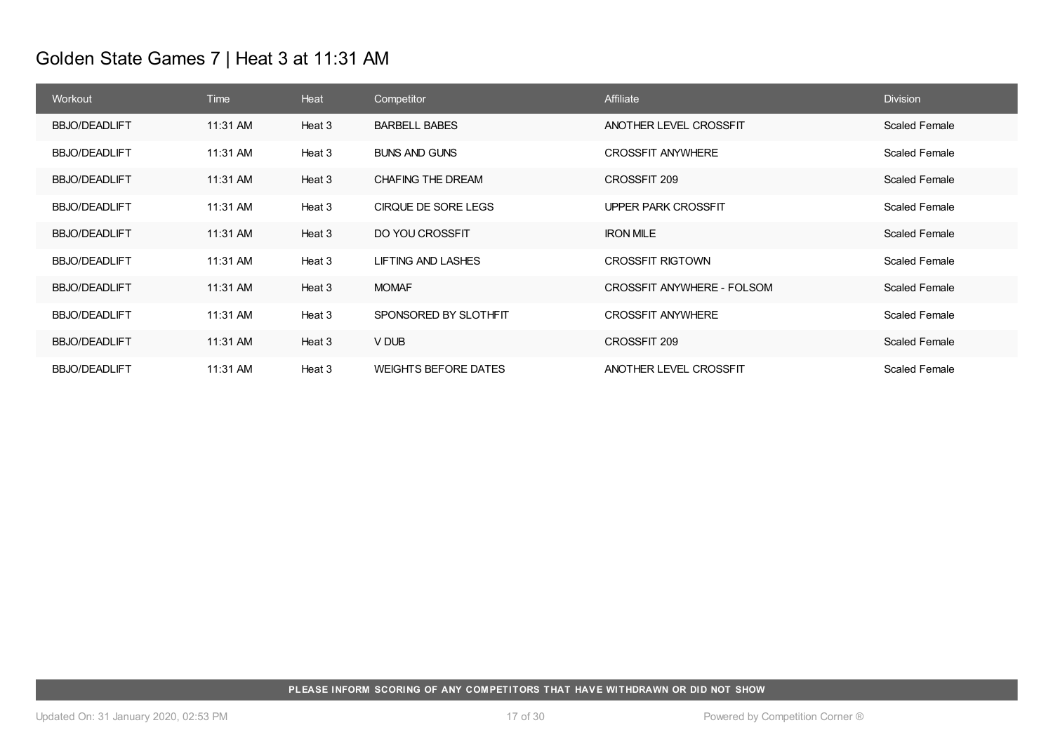# Golden State Games 7 | Heat 3 at 11:31 AM

| Workout | Time | Heat | Competitor | Affiliate | Division |
|---|---|---|---|---|---|
| BBJO/DEADLIFT | 11:31 AM | Heat 3 | BARBELL BABES | ANOTHER LEVEL CROSSFIT | Scaled Female |
| BBJO/DEADLIFT | 11:31 AM | Heat 3 | BUNS AND GUNS | CROSSFIT ANYWHERE | Scaled Female |
| BBJO/DEADLIFT | 11:31 AM | Heat 3 | CHAFING THE DREAM | CROSSFIT 209 | Scaled Female |
| BBJO/DEADLIFT | 11:31 AM | Heat 3 | CIRQUE DE SORE LEGS | UPPER PARK CROSSFIT | Scaled Female |
| BBJO/DEADLIFT | 11:31 AM | Heat 3 | DO YOU CROSSFIT | IRON MILE | Scaled Female |
| BBJO/DEADLIFT | 11:31 AM | Heat 3 | LIFTING AND LASHES | CROSSFIT RIGTOWN | Scaled Female |
| BBJO/DEADLIFT | 11:31 AM | Heat 3 | MOMAF | CROSSFIT ANYWHERE - FOLSOM | Scaled Female |
| BBJO/DEADLIFT | 11:31 AM | Heat 3 | SPONSORED BY SLOTHFIT | CROSSFIT ANYWHERE | Scaled Female |
| BBJO/DEADLIFT | 11:31 AM | Heat 3 | V DUB | CROSSFIT 209 | Scaled Female |
| BBJO/DEADLIFT | 11:31 AM | Heat 3 | WEIGHTS BEFORE DATES | ANOTHER LEVEL CROSSFIT | Scaled Female |

**PLEASE INFORM SCORING OF ANY COMPETITORS THAT HAVE WITHDRAWN OR DID NOT SHOW**

Updated On: 31 January 2020, 02:53 PM

Powered by Competition Corner ®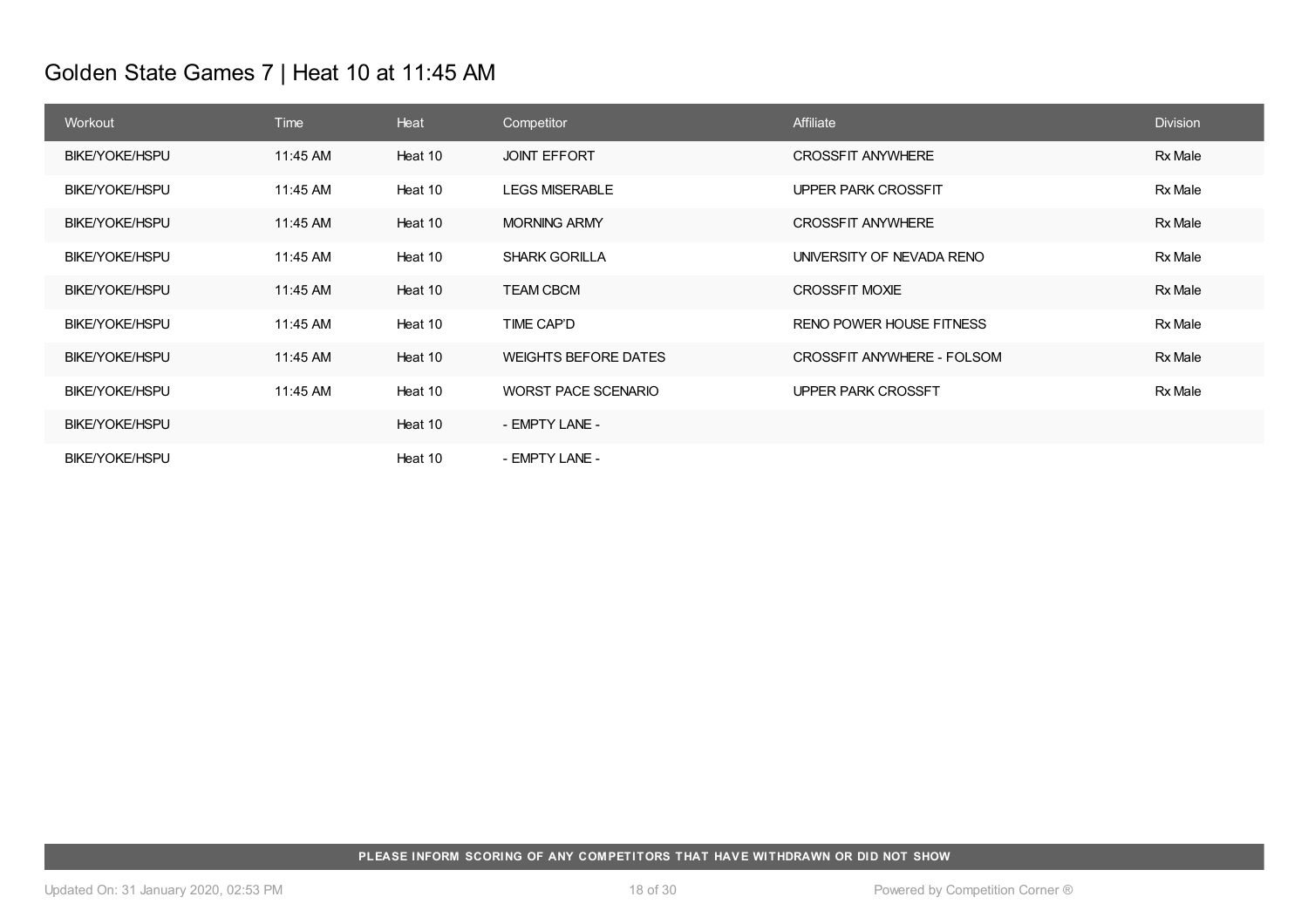# Golden State Games 7 | Heat 10 at 11:45 AM

| Workout | Time | Heat | Competitor | Affiliate | Division |
|---|---|---|---|---|---|
| BIKE/YOKE/HSPU | 11:45 AM | Heat 10 | JOINT EFFORT | CROSSFIT ANYWHERE | Rx Male |
| BIKE/YOKE/HSPU | 11:45 AM | Heat 10 | LEGS MISERABLE | UPPER PARK CROSSFIT | Rx Male |
| BIKE/YOKE/HSPU | 11:45 AM | Heat 10 | MORNING ARMY | CROSSFIT ANYWHERE | Rx Male |
| BIKE/YOKE/HSPU | 11:45 AM | Heat 10 | SHARK GORILLA | UNIVERSITY OF NEVADA RENO | Rx Male |
| BIKE/YOKE/HSPU | 11:45 AM | Heat 10 | TEAM CBCM | CROSSFIT MOXIE | Rx Male |
| BIKE/YOKE/HSPU | 11:45 AM | Heat 10 | TIME CAP'D | RENO POWER HOUSE FITNESS | Rx Male |
| BIKE/YOKE/HSPU | 11:45 AM | Heat 10 | WEIGHTS BEFORE DATES | CROSSFIT ANYWHERE - FOLSOM | Rx Male |
| BIKE/YOKE/HSPU | 11:45 AM | Heat 10 | WORST PACE SCENARIO | UPPER PARK CROSSFT | Rx Male |
| BIKE/YOKE/HSPU | | Heat 10 | - EMPTY LANE - | | |
| BIKE/YOKE/HSPU | | Heat 10 | - EMPTY LANE - | | |

**PLEASE INFORM SCORING OF ANY COMPETITORS THAT HAVE WITHDRAWN OR DID NOT SHOW**

Updated On: 31 January 2020, 02:53 PM

Powered by Competition Corner ®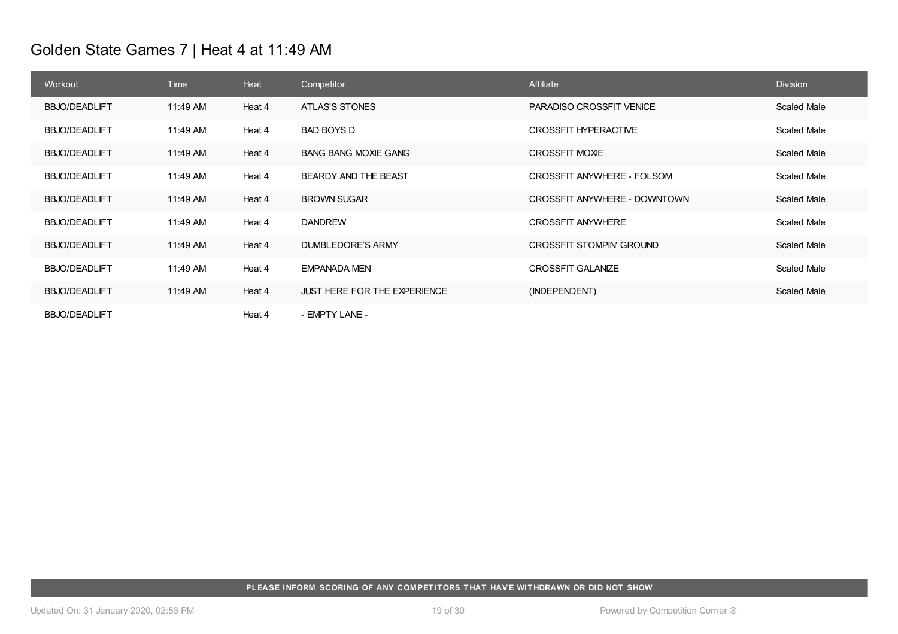# Golden State Games 7 | Heat 4 at 11:49 AM

| Workout | Time | Heat | Competitor | Affiliate | Division |
|---|---|---|---|---|---|
| BBJO/DEADLIFT | 11:49 AM | Heat 4 | ATLAS'S STONES | PARADISO CROSSFIT VENICE | Scaled Male |
| BBJO/DEADLIFT | 11:49 AM | Heat 4 | BAD BOYS D | CROSSFIT HYPERACTIVE | Scaled Male |
| BBJO/DEADLIFT | 11:49 AM | Heat 4 | BANG BANG MOXIE GANG | CROSSFIT MOXIE | Scaled Male |
| BBJO/DEADLIFT | 11:49 AM | Heat 4 | BEARDY AND THE BEAST | CROSSFIT ANYWHERE - FOLSOM | Scaled Male |
| BBJO/DEADLIFT | 11:49 AM | Heat 4 | BROWN SUGAR | CROSSFIT ANYWHERE - DOWNTOWN | Scaled Male |
| BBJO/DEADLIFT | 11:49 AM | Heat 4 | DANDREW | CROSSFIT ANYWHERE | Scaled Male |
| BBJO/DEADLIFT | 11:49 AM | Heat 4 | DUMBLEDORE'S ARMY | CROSSFIT STOMPIN' GROUND | Scaled Male |
| BBJO/DEADLIFT | 11:49 AM | Heat 4 | EMPANADA MEN | CROSSFIT GALANIZE | Scaled Male |
| BBJO/DEADLIFT | 11:49 AM | Heat 4 | JUST HERE FOR THE EXPERIENCE | (INDEPENDENT) | Scaled Male |
| BBJO/DEADLIFT | | Heat 4 | - EMPTY LANE - | | |

**PLEASE INFORM SCORING OF ANY COMPETITORS THAT HAVE WITHDRAWN OR DID NOT SHOW**

Updated On: 31 January 2020, 02:53 PM

Powered by Competition Corner ®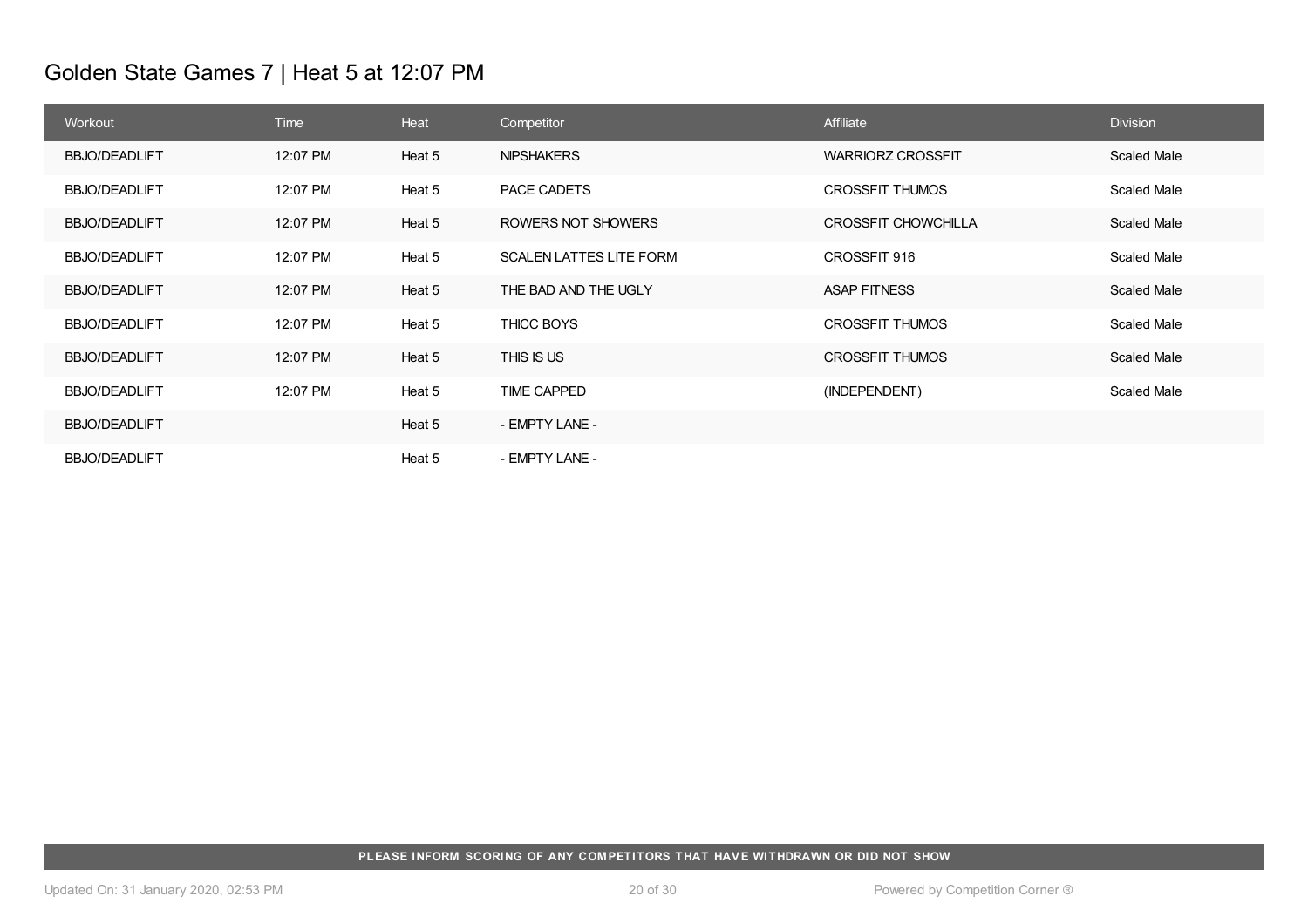# Golden State Games 7 | Heat 5 at 12:07 PM

| Workout | Time | Heat | Competitor | Affiliate | Division |
|---|---|---|---|---|---|
| BBJO/DEADLIFT | 12:07 PM | Heat 5 | NIPSHAKERS | WARRIORZ CROSSFIT | Scaled Male |
| BBJO/DEADLIFT | 12:07 PM | Heat 5 | PACE CADETS | CROSSFIT THUMOS | Scaled Male |
| BBJO/DEADLIFT | 12:07 PM | Heat 5 | ROWERS NOT SHOWERS | CROSSFIT CHOWCHILLA | Scaled Male |
| BBJO/DEADLIFT | 12:07 PM | Heat 5 | SCALEN LATTES LITE FORM | CROSSFIT 916 | Scaled Male |
| BBJO/DEADLIFT | 12:07 PM | Heat 5 | THE BAD AND THE UGLY | ASAP FITNESS | Scaled Male |
| BBJO/DEADLIFT | 12:07 PM | Heat 5 | THICC BOYS | CROSSFIT THUMOS | Scaled Male |
| BBJO/DEADLIFT | 12:07 PM | Heat 5 | THIS IS US | CROSSFIT THUMOS | Scaled Male |
| BBJO/DEADLIFT | 12:07 PM | Heat 5 | TIME CAPPED | (INDEPENDENT) | Scaled Male |
| BBJO/DEADLIFT | | Heat 5 | - EMPTY LANE - | | |
| BBJO/DEADLIFT | | Heat 5 | - EMPTY LANE - | | |

**PLEASE INFORM SCORING OF ANY COMPETITORS THAT HAVE WITHDRAWN OR DID NOT SHOW**

Updated On: 31 January 2020, 02:53 PM

Powered by Competition Corner ®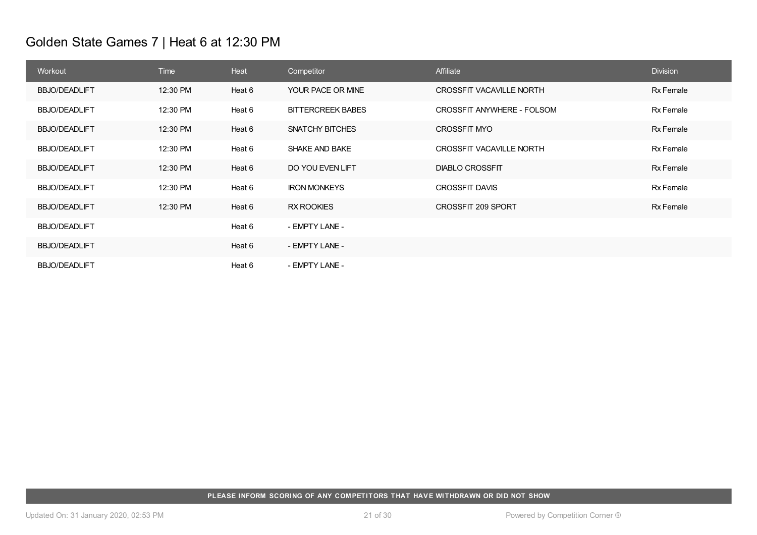# Golden State Games 7 | Heat 6 at 12:30 PM

| Workout | Time | Heat | Competitor | Affiliate | Division |
|---|---|---|---|---|---|
| BBJO/DEADLIFT | 12:30 PM | Heat 6 | YOUR PACE OR MINE | CROSSFIT VACAVILLE NORTH | Rx Female |
| BBJO/DEADLIFT | 12:30 PM | Heat 6 | BITTERCREEK BABES | CROSSFIT ANYWHERE - FOLSOM | Rx Female |
| BBJO/DEADLIFT | 12:30 PM | Heat 6 | SNATCHY BITCHES | CROSSFIT MYO | Rx Female |
| BBJO/DEADLIFT | 12:30 PM | Heat 6 | SHAKE AND BAKE | CROSSFIT VACAVILLE NORTH | Rx Female |
| BBJO/DEADLIFT | 12:30 PM | Heat 6 | DO YOU EVEN LIFT | DIABLO CROSSFIT | Rx Female |
| BBJO/DEADLIFT | 12:30 PM | Heat 6 | IRON MONKEYS | CROSSFIT DAVIS | Rx Female |
| BBJO/DEADLIFT | 12:30 PM | Heat 6 | RX ROOKIES | CROSSFIT 209 SPORT | Rx Female |
| BBJO/DEADLIFT | | Heat 6 | - EMPTY LANE - | | |
| BBJO/DEADLIFT | | Heat 6 | - EMPTY LANE - | | |
| BBJO/DEADLIFT | | Heat 6 | - EMPTY LANE - | | |

**PLEASE INFORM SCORING OF ANY COMPETITORS THAT HAVE WITHDRAWN OR DID NOT SHOW**

Updated On: 31 January 2020, 02:53 PM

Powered by Competition Corner ®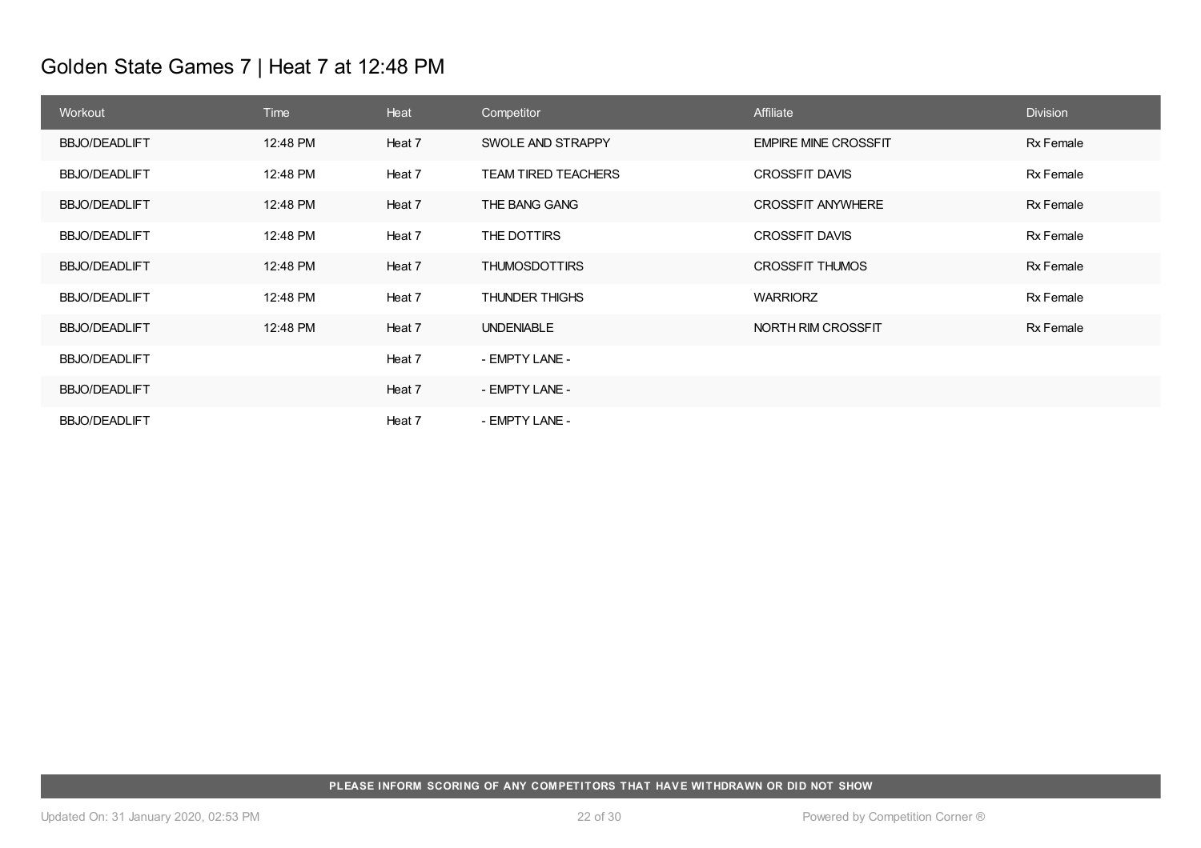# Golden State Games 7 | Heat 7 at 12:48 PM

| Workout | Time | Heat | Competitor | Affiliate | Division |
|---|---|---|---|---|---|
| BBJO/DEADLIFT | 12:48 PM | Heat 7 | SWOLE AND STRAPPY | EMPIRE MINE CROSSFIT | Rx Female |
| BBJO/DEADLIFT | 12:48 PM | Heat 7 | TEAM TIRED TEACHERS | CROSSFIT DAVIS | Rx Female |
| BBJO/DEADLIFT | 12:48 PM | Heat 7 | THE BANG GANG | CROSSFIT ANYWHERE | Rx Female |
| BBJO/DEADLIFT | 12:48 PM | Heat 7 | THE DOTTIRS | CROSSFIT DAVIS | Rx Female |
| BBJO/DEADLIFT | 12:48 PM | Heat 7 | THUMOSDOTTIRS | CROSSFIT THUMOS | Rx Female |
| BBJO/DEADLIFT | 12:48 PM | Heat 7 | THUNDER THIGHS | WARRIORZ | Rx Female |
| BBJO/DEADLIFT | 12:48 PM | Heat 7 | UNDENIABLE | NORTH RIM CROSSFIT | Rx Female |
| BBJO/DEADLIFT | | Heat 7 | - EMPTY LANE - | | |
| BBJO/DEADLIFT | | Heat 7 | - EMPTY LANE - | | |
| BBJO/DEADLIFT | | Heat 7 | - EMPTY LANE - | | |

**PLEASE INFORM SCORING OF ANY COMPETITORS THAT HAVE WITHDRAWN OR DID NOT SHOW**

Updated On: 31 January 2020, 02:53 PM

Powered by Competition Corner ®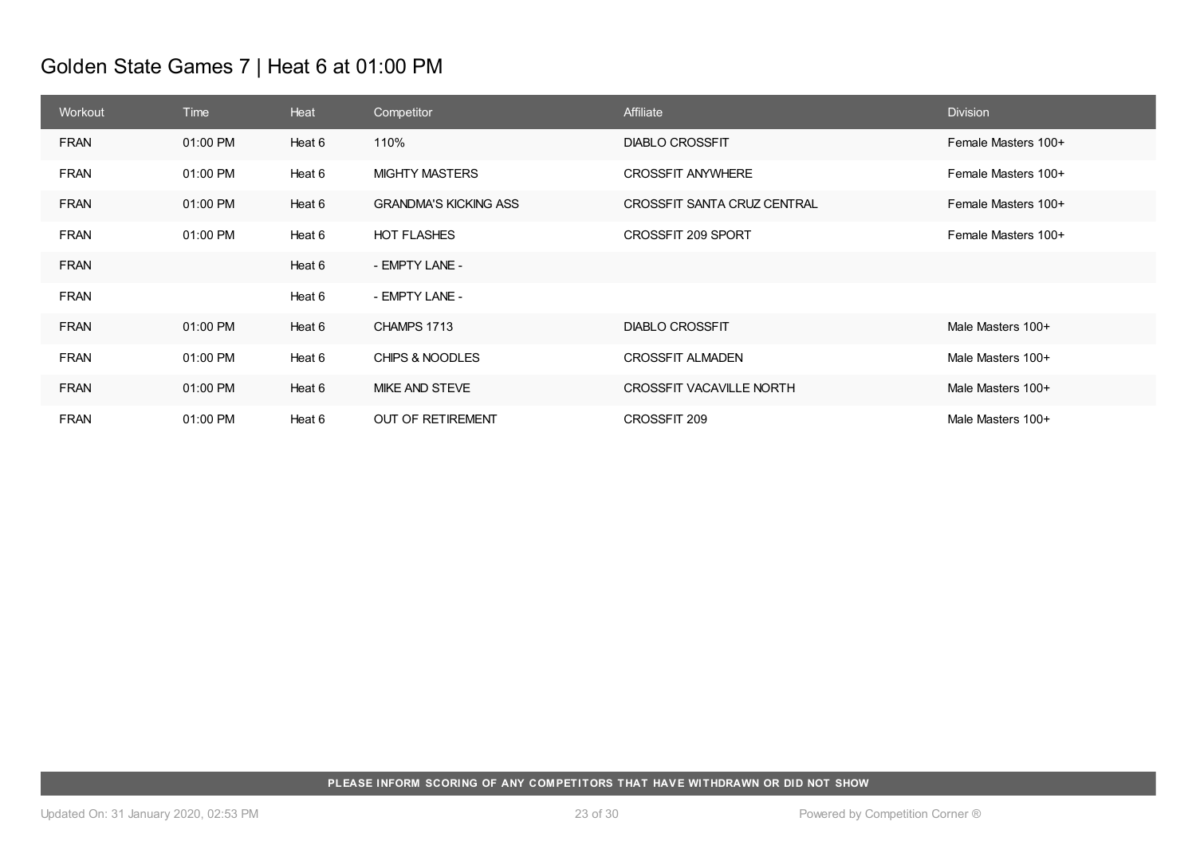# Golden State Games 7 | Heat 6 at 01:00 PM

| Workout | Time | Heat | Competitor | Affiliate | Division |
|---|---|---|---|---|---|
| FRAN | 01:00 PM | Heat 6 | 110% | DIABLO CROSSFIT | Female Masters 100+ |
| FRAN | 01:00 PM | Heat 6 | MIGHTY MASTERS | CROSSFIT ANYWHERE | Female Masters 100+ |
| FRAN | 01:00 PM | Heat 6 | GRANDMA'S KICKING ASS | CROSSFIT SANTA CRUZ CENTRAL | Female Masters 100+ |
| FRAN | 01:00 PM | Heat 6 | HOT FLASHES | CROSSFIT 209 SPORT | Female Masters 100+ |
| FRAN | | Heat 6 | - EMPTY LANE - | | |
| FRAN | | Heat 6 | - EMPTY LANE - | | |
| FRAN | 01:00 PM | Heat 6 | CHAMPS 1713 | DIABLO CROSSFIT | Male Masters 100+ |
| FRAN | 01:00 PM | Heat 6 | CHIPS & NOODLES | CROSSFIT ALMADEN | Male Masters 100+ |
| FRAN | 01:00 PM | Heat 6 | MIKE AND STEVE | CROSSFIT VACAVILLE NORTH | Male Masters 100+ |
| FRAN | 01:00 PM | Heat 6 | OUT OF RETIREMENT | CROSSFIT 209 | Male Masters 100+ |

**PLEASE INFORM SCORING OF ANY COMPETITORS THAT HAVE WITHDRAWN OR DID NOT SHOW**

Updated On: 31 January 2020, 02:53 PM

Powered by Competition Corner ®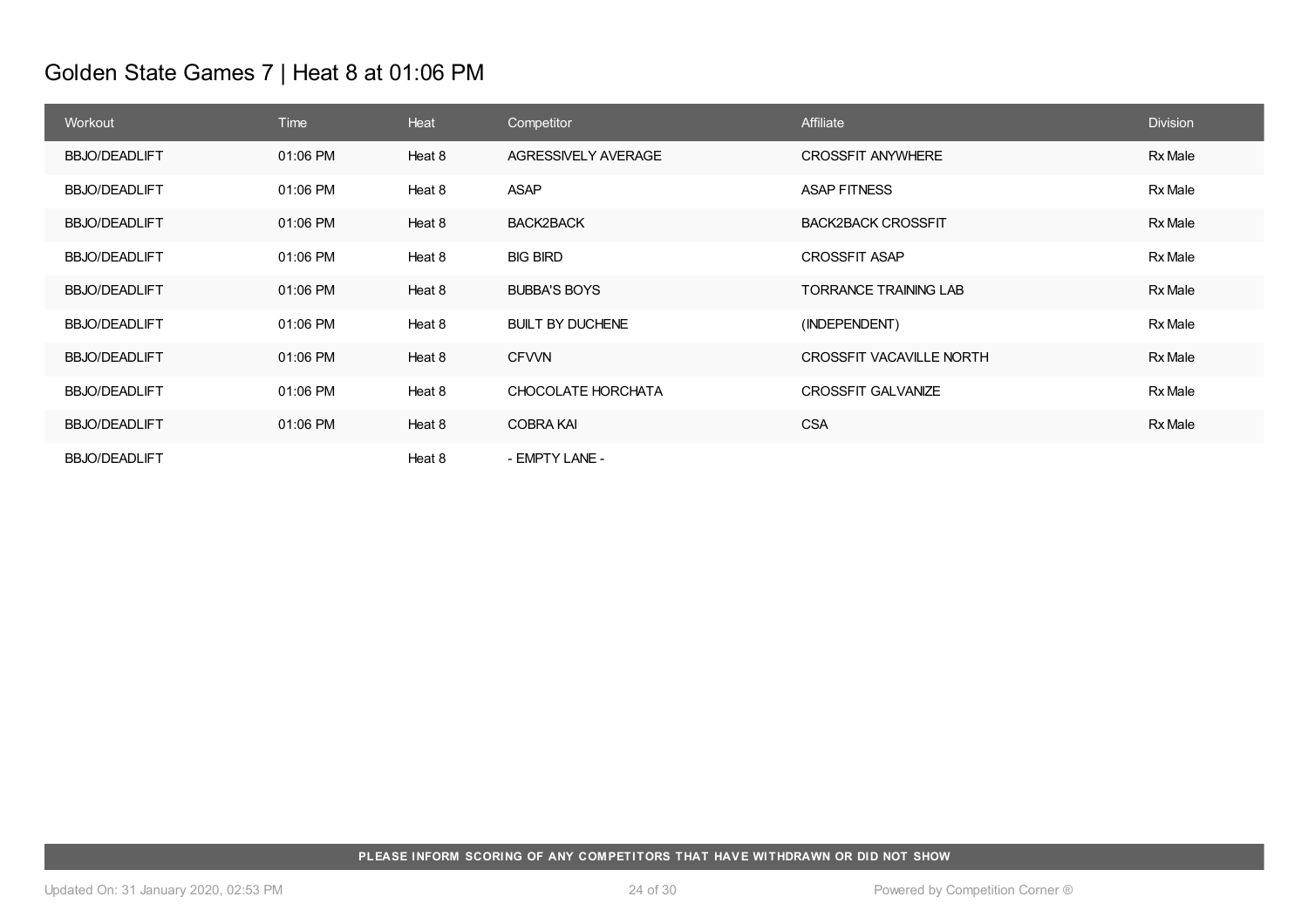# Golden State Games 7 | Heat 8 at 01:06 PM

| Workout | Time | Heat | Competitor | Affiliate | Division |
|---|---|---|---|---|---|
| BBJO/DEADLIFT | 01:06 PM | Heat 8 | AGRESSIVELY AVERAGE | CROSSFIT ANYWHERE | Rx Male |
| BBJO/DEADLIFT | 01:06 PM | Heat 8 | ASAP | ASAP FITNESS | Rx Male |
| BBJO/DEADLIFT | 01:06 PM | Heat 8 | BACK2BACK | BACK2BACK CROSSFIT | Rx Male |
| BBJO/DEADLIFT | 01:06 PM | Heat 8 | BIG BIRD | CROSSFIT ASAP | Rx Male |
| BBJO/DEADLIFT | 01:06 PM | Heat 8 | BUBBA'S BOYS | TORRANCE TRAINING LAB | Rx Male |
| BBJO/DEADLIFT | 01:06 PM | Heat 8 | BUILT BY DUCHENE | (INDEPENDENT) | Rx Male |
| BBJO/DEADLIFT | 01:06 PM | Heat 8 | CFVVN | CROSSFIT VACAVILLE NORTH | Rx Male |
| BBJO/DEADLIFT | 01:06 PM | Heat 8 | CHOCOLATE HORCHATA | CROSSFIT GALVANIZE | Rx Male |
| BBJO/DEADLIFT | 01:06 PM | Heat 8 | COBRA KAI | CSA | Rx Male |
| BBJO/DEADLIFT | | Heat 8 | - EMPTY LANE - | | |

**PLEASE INFORM SCORING OF ANY COMPETITORS THAT HAVE WITHDRAWN OR DID NOT SHOW**

Updated On: 31 January 2020, 02:53 PM

Powered by Competition Corner ®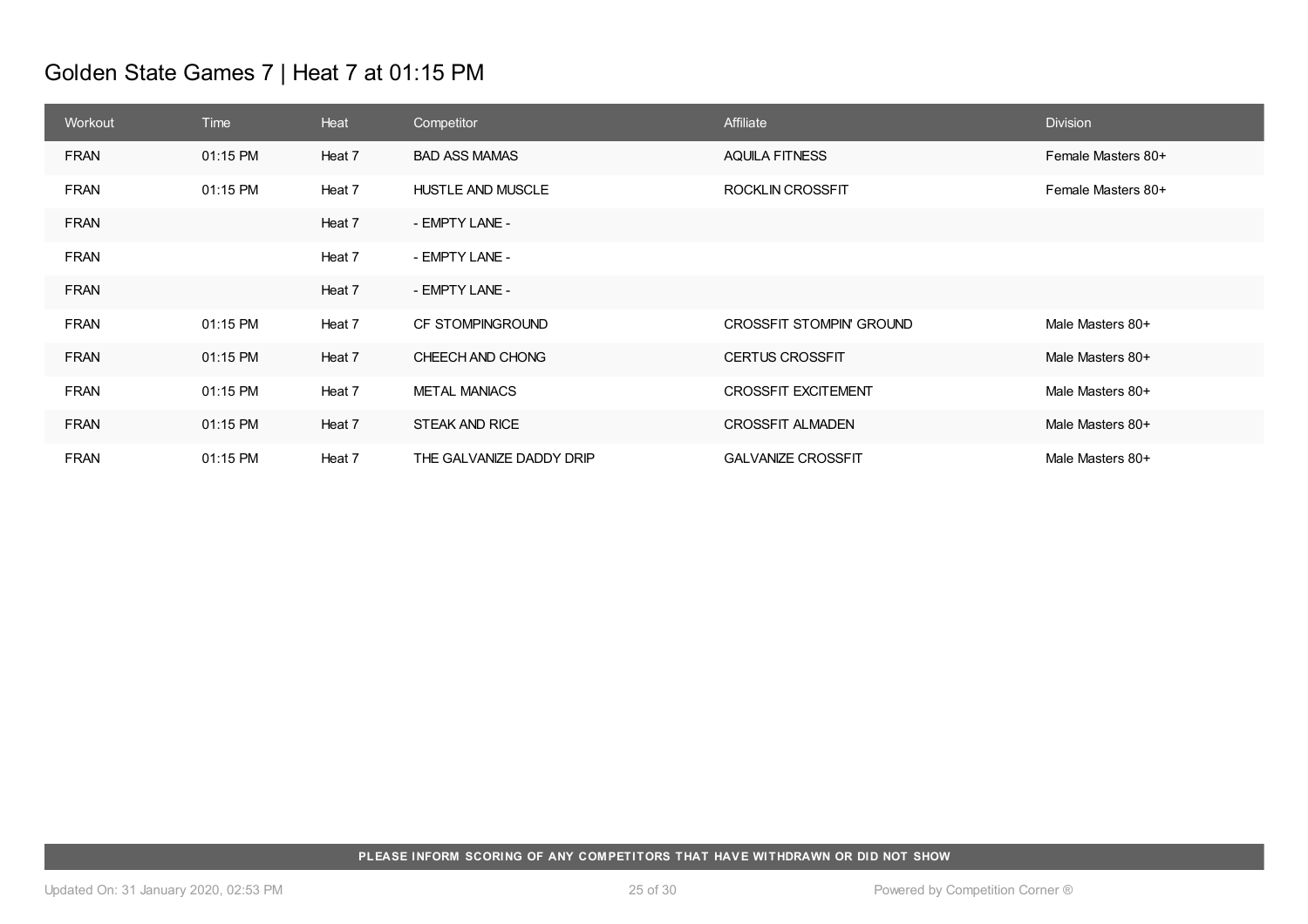# Golden State Games 7 | Heat 7 at 01:15 PM

| Workout | Time | Heat | Competitor | Affiliate | Division |
|---|---|---|---|---|---|
| FRAN | 01:15 PM | Heat 7 | BAD ASS MAMAS | AQUILA FITNESS | Female Masters 80+ |
| FRAN | 01:15 PM | Heat 7 | HUSTLE AND MUSCLE | ROCKLIN CROSSFIT | Female Masters 80+ |
| FRAN | | Heat 7 | - EMPTY LANE - | | |
| FRAN | | Heat 7 | - EMPTY LANE - | | |
| FRAN | | Heat 7 | - EMPTY LANE - | | |
| FRAN | 01:15 PM | Heat 7 | CF STOMPINGROUND | CROSSFIT STOMPIN' GROUND | Male Masters 80+ |
| FRAN | 01:15 PM | Heat 7 | CHEECH AND CHONG | CERTUS CROSSFIT | Male Masters 80+ |
| FRAN | 01:15 PM | Heat 7 | METAL MANIACS | CROSSFIT EXCITEMENT | Male Masters 80+ |
| FRAN | 01:15 PM | Heat 7 | STEAK AND RICE | CROSSFIT ALMADEN | Male Masters 80+ |
| FRAN | 01:15 PM | Heat 7 | THE GALVANIZE DADDY DRIP | GALVANIZE CROSSFIT | Male Masters 80+ |

**PLEASE INFORM SCORING OF ANY COMPETITORS THAT HAVE WITHDRAWN OR DID NOT SHOW**

Updated On: 31 January 2020, 02:53 PM

Powered by Competition Corner ®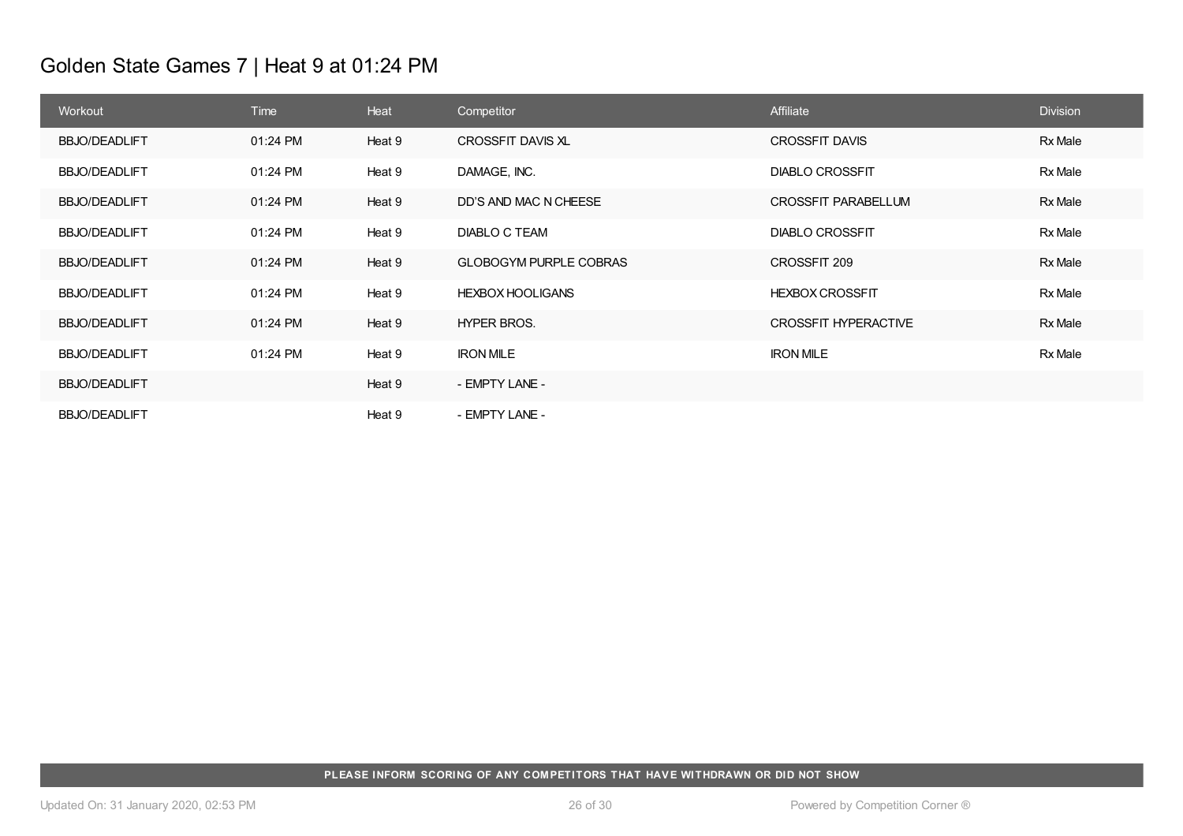# Golden State Games 7 | Heat 9 at 01:24 PM

| Workout | Time | Heat | Competitor | Affiliate | Division |
|---|---|---|---|---|---|
| BBJO/DEADLIFT | 01:24 PM | Heat 9 | CROSSFIT DAVIS XL | CROSSFIT DAVIS | Rx Male |
| BBJO/DEADLIFT | 01:24 PM | Heat 9 | DAMAGE, INC. | DIABLO CROSSFIT | Rx Male |
| BBJO/DEADLIFT | 01:24 PM | Heat 9 | DD'S AND MAC N CHEESE | CROSSFIT PARABELLUM | Rx Male |
| BBJO/DEADLIFT | 01:24 PM | Heat 9 | DIABLO C TEAM | DIABLO CROSSFIT | Rx Male |
| BBJO/DEADLIFT | 01:24 PM | Heat 9 | GLOBOGYM PURPLE COBRAS | CROSSFIT 209 | Rx Male |
| BBJO/DEADLIFT | 01:24 PM | Heat 9 | HEXBOX HOOLIGANS | HEXBOX CROSSFIT | Rx Male |
| BBJO/DEADLIFT | 01:24 PM | Heat 9 | HYPER BROS. | CROSSFIT HYPERACTIVE | Rx Male |
| BBJO/DEADLIFT | 01:24 PM | Heat 9 | IRON MILE | IRON MILE | Rx Male |
| BBJO/DEADLIFT | | Heat 9 | - EMPTY LANE - | | |
| BBJO/DEADLIFT | | Heat 9 | - EMPTY LANE - | | |

**PLEASE INFORM SCORING OF ANY COMPETITORS THAT HAVE WITHDRAWN OR DID NOT SHOW**

Updated On: 31 January 2020, 02:53 PM

Powered by Competition Corner ®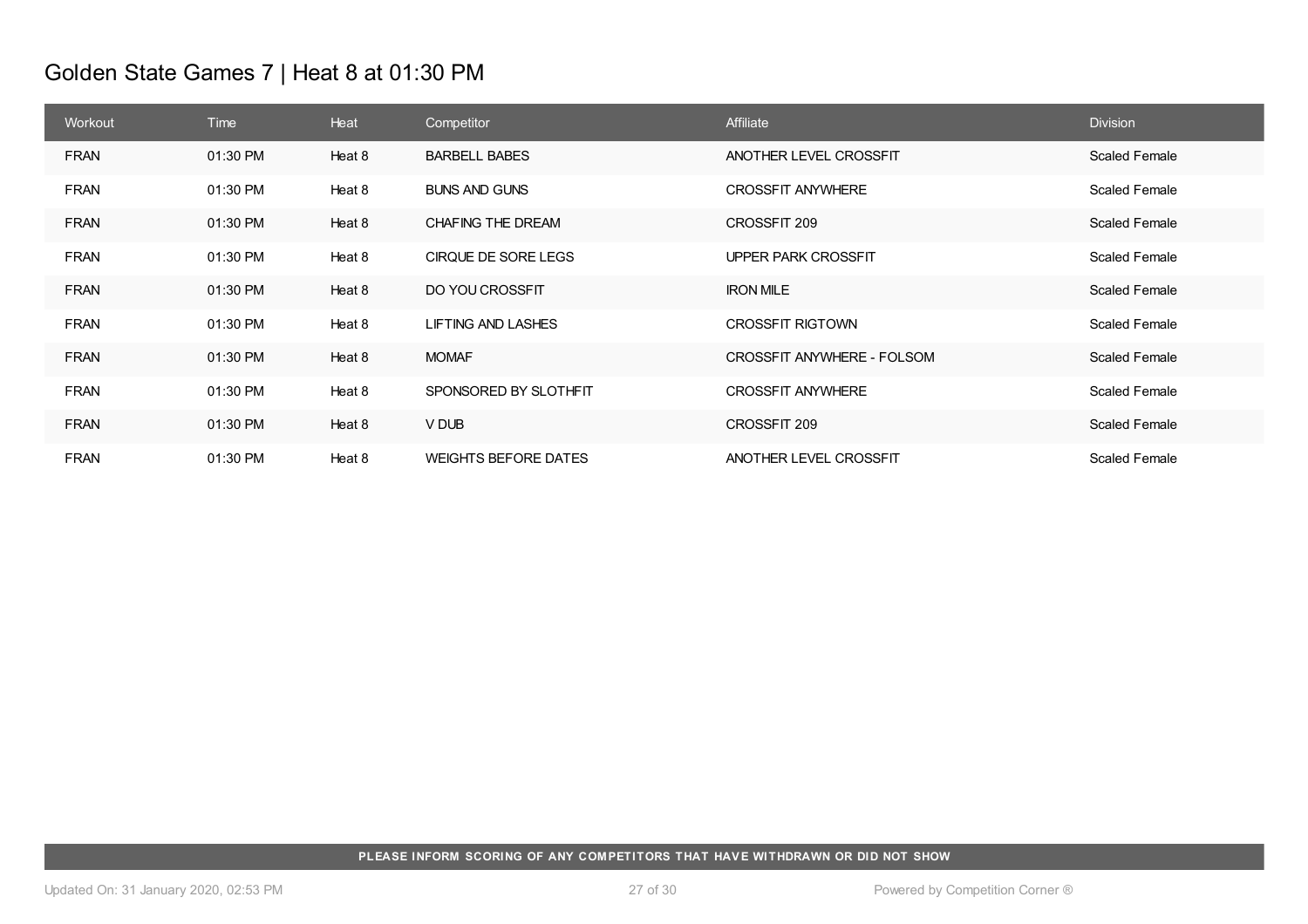# Golden State Games 7 | Heat 8 at 01:30 PM

| Workout | Time | Heat | Competitor | Affiliate | Division |
|---|---|---|---|---|---|
| FRAN | 01:30 PM | Heat 8 | BARBELL BABES | ANOTHER LEVEL CROSSFIT | Scaled Female |
| FRAN | 01:30 PM | Heat 8 | BUNS AND GUNS | CROSSFIT ANYWHERE | Scaled Female |
| FRAN | 01:30 PM | Heat 8 | CHAFING THE DREAM | CROSSFIT 209 | Scaled Female |
| FRAN | 01:30 PM | Heat 8 | CIRQUE DE SORE LEGS | UPPER PARK CROSSFIT | Scaled Female |
| FRAN | 01:30 PM | Heat 8 | DO YOU CROSSFIT | IRON MILE | Scaled Female |
| FRAN | 01:30 PM | Heat 8 | LIFTING AND LASHES | CROSSFIT RIGTOWN | Scaled Female |
| FRAN | 01:30 PM | Heat 8 | MOMAF | CROSSFIT ANYWHERE - FOLSOM | Scaled Female |
| FRAN | 01:30 PM | Heat 8 | SPONSORED BY SLOTHFIT | CROSSFIT ANYWHERE | Scaled Female |
| FRAN | 01:30 PM | Heat 8 | V DUB | CROSSFIT 209 | Scaled Female |
| FRAN | 01:30 PM | Heat 8 | WEIGHTS BEFORE DATES | ANOTHER LEVEL CROSSFIT | Scaled Female |

**PLEASE INFORM SCORING OF ANY COMPETITORS THAT HAVE WITHDRAWN OR DID NOT SHOW**

Updated On: 31 January 2020, 02:53 PM

Powered by Competition Corner ®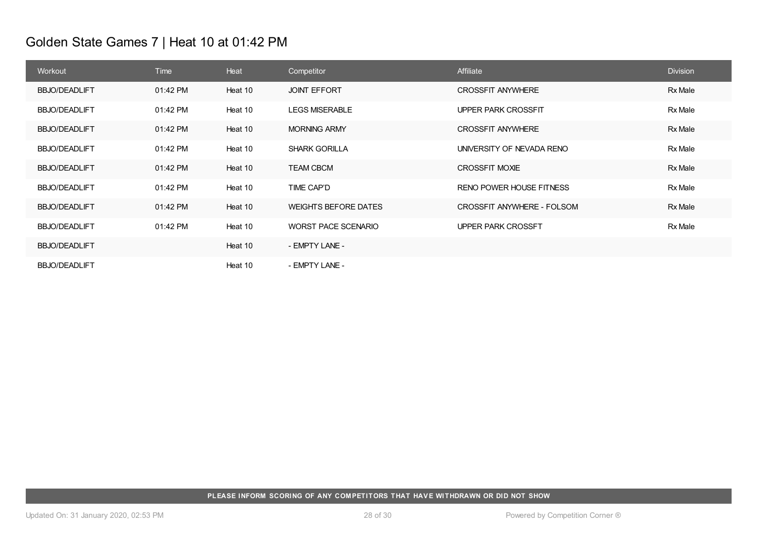# Golden State Games 7 | Heat 10 at 01:42 PM

| Workout | Time | Heat | Competitor | Affiliate | Division |
|---|---|---|---|---|---|
| BBJO/DEADLIFT | 01:42 PM | Heat 10 | JOINT EFFORT | CROSSFIT ANYWHERE | Rx Male |
| BBJO/DEADLIFT | 01:42 PM | Heat 10 | LEGS MISERABLE | UPPER PARK CROSSFIT | Rx Male |
| BBJO/DEADLIFT | 01:42 PM | Heat 10 | MORNING ARMY | CROSSFIT ANYWHERE | Rx Male |
| BBJO/DEADLIFT | 01:42 PM | Heat 10 | SHARK GORILLA | UNIVERSITY OF NEVADA RENO | Rx Male |
| BBJO/DEADLIFT | 01:42 PM | Heat 10 | TEAM CBCM | CROSSFIT MOXIE | Rx Male |
| BBJO/DEADLIFT | 01:42 PM | Heat 10 | TIME CAP'D | RENO POWER HOUSE FITNESS | Rx Male |
| BBJO/DEADLIFT | 01:42 PM | Heat 10 | WEIGHTS BEFORE DATES | CROSSFIT ANYWHERE - FOLSOM | Rx Male |
| BBJO/DEADLIFT | 01:42 PM | Heat 10 | WORST PACE SCENARIO | UPPER PARK CROSSFT | Rx Male |
| BBJO/DEADLIFT | | Heat 10 | - EMPTY LANE - | | |
| BBJO/DEADLIFT | | Heat 10 | - EMPTY LANE - | | |

**PLEASE INFORM SCORING OF ANY COMPETITORS THAT HAVE WITHDRAWN OR DID NOT SHOW**

Updated On: 31 January 2020, 02:53 PM

Powered by Competition Corner ®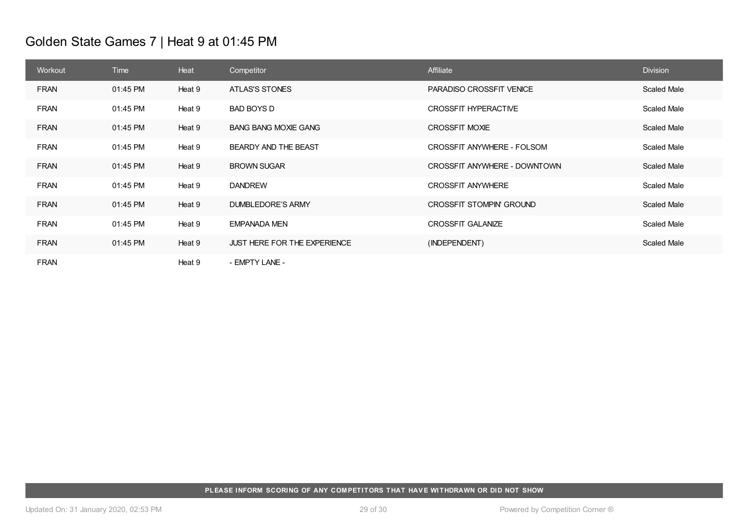# Golden State Games 7 | Heat 9 at 01:45 PM

| Workout | Time | Heat | Competitor | Affiliate | Division |
|---|---|---|---|---|---|
| FRAN | 01:45 PM | Heat 9 | ATLAS'S STONES | PARADISO CROSSFIT VENICE | Scaled Male |
| FRAN | 01:45 PM | Heat 9 | BAD BOYS D | CROSSFIT HYPERACTIVE | Scaled Male |
| FRAN | 01:45 PM | Heat 9 | BANG BANG MOXIE GANG | CROSSFIT MOXIE | Scaled Male |
| FRAN | 01:45 PM | Heat 9 | BEARDY AND THE BEAST | CROSSFIT ANYWHERE - FOLSOM | Scaled Male |
| FRAN | 01:45 PM | Heat 9 | BROWN SUGAR | CROSSFIT ANYWHERE - DOWNTOWN | Scaled Male |
| FRAN | 01:45 PM | Heat 9 | DANDREW | CROSSFIT ANYWHERE | Scaled Male |
| FRAN | 01:45 PM | Heat 9 | DUMBLEDORE'S ARMY | CROSSFIT STOMPIN' GROUND | Scaled Male |
| FRAN | 01:45 PM | Heat 9 | EMPANADA MEN | CROSSFIT GALANIZE | Scaled Male |
| FRAN | 01:45 PM | Heat 9 | JUST HERE FOR THE EXPERIENCE | (INDEPENDENT) | Scaled Male |
| FRAN | | Heat 9 | - EMPTY LANE - | | |

**PLEASE INFORM SCORING OF ANY COMPETITORS THAT HAVE WITHDRAWN OR DID NOT SHOW**

Updated On: 31 January 2020, 02:53 PM

Powered by Competition Corner ®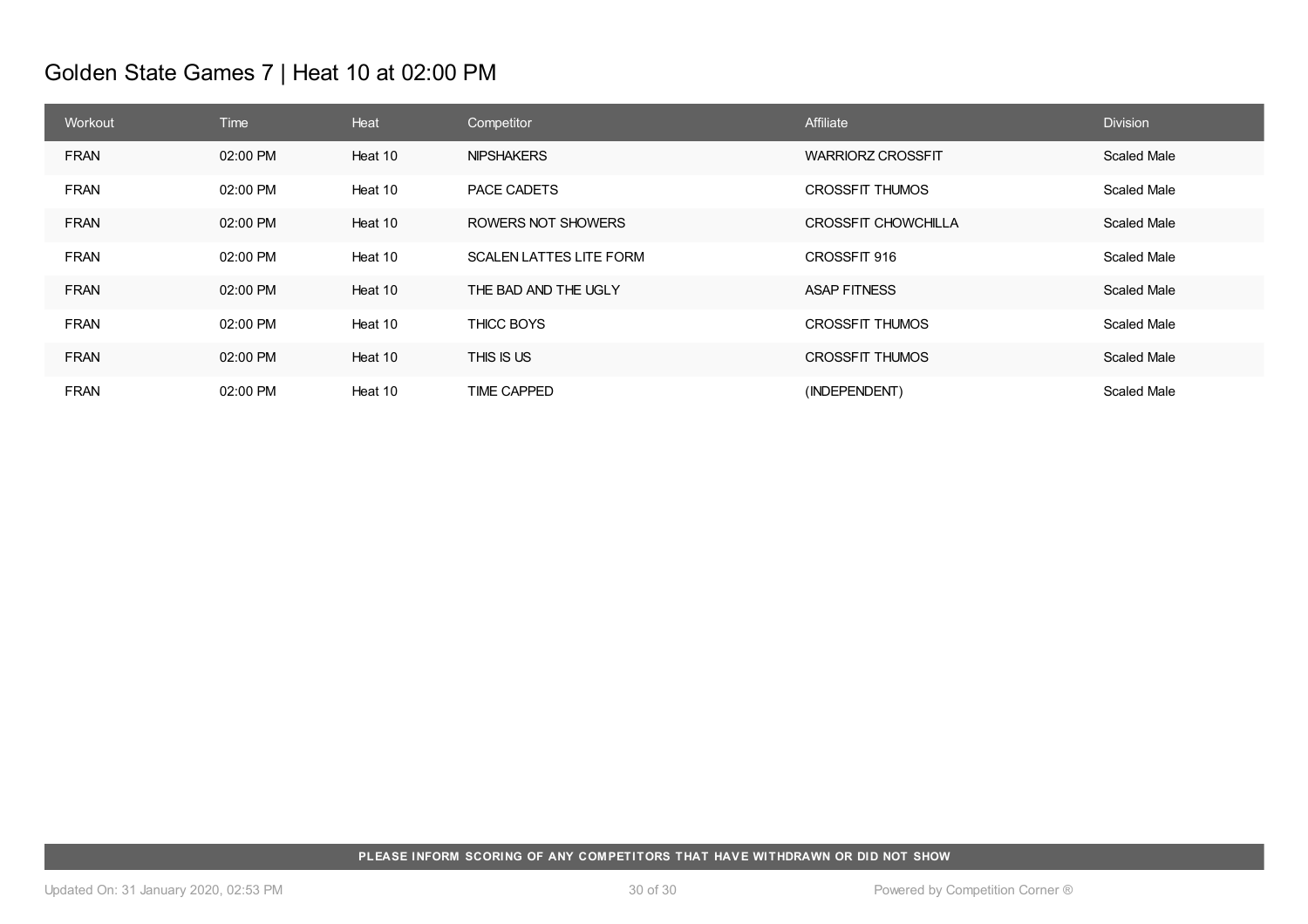# Golden State Games 7 | Heat 10 at 02:00 PM

| Workout | Time | Heat | Competitor | Affiliate | Division |
|---|---|---|---|---|---|
| FRAN | 02:00 PM | Heat 10 | NIPSHAKERS | WARRIORZ CROSSFIT | Scaled Male |
| FRAN | 02:00 PM | Heat 10 | PACE CADETS | CROSSFIT THUMOS | Scaled Male |
| FRAN | 02:00 PM | Heat 10 | ROWERS NOT SHOWERS | CROSSFIT CHOWCHILLA | Scaled Male |
| FRAN | 02:00 PM | Heat 10 | SCALEN LATTES LITE FORM | CROSSFIT 916 | Scaled Male |
| FRAN | 02:00 PM | Heat 10 | THE BAD AND THE UGLY | ASAP FITNESS | Scaled Male |
| FRAN | 02:00 PM | Heat 10 | THICC BOYS | CROSSFIT THUMOS | Scaled Male |
| FRAN | 02:00 PM | Heat 10 | THIS IS US | CROSSFIT THUMOS | Scaled Male |
| FRAN | 02:00 PM | Heat 10 | TIME CAPPED | (INDEPENDENT) | Scaled Male |

**PLEASE INFORM SCORING OF ANY COMPETITORS THAT HAVE WITHDRAWN OR DID NOT SHOW**

Updated On: 31 January 2020, 02:53 PM

Powered by Competition Corner ®